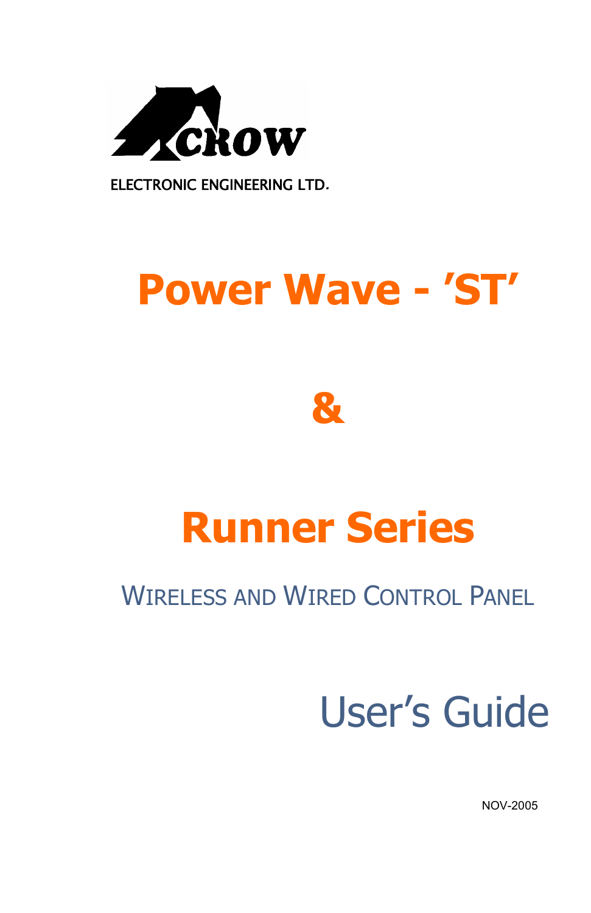CROW

ELECTRONIC ENGINEERING LTD.

# Power Wave - 'ST'

# &

# Runner Series

## WIRELESS AND WIRED CONTROL PANEL

# User's Guide

NOV-2005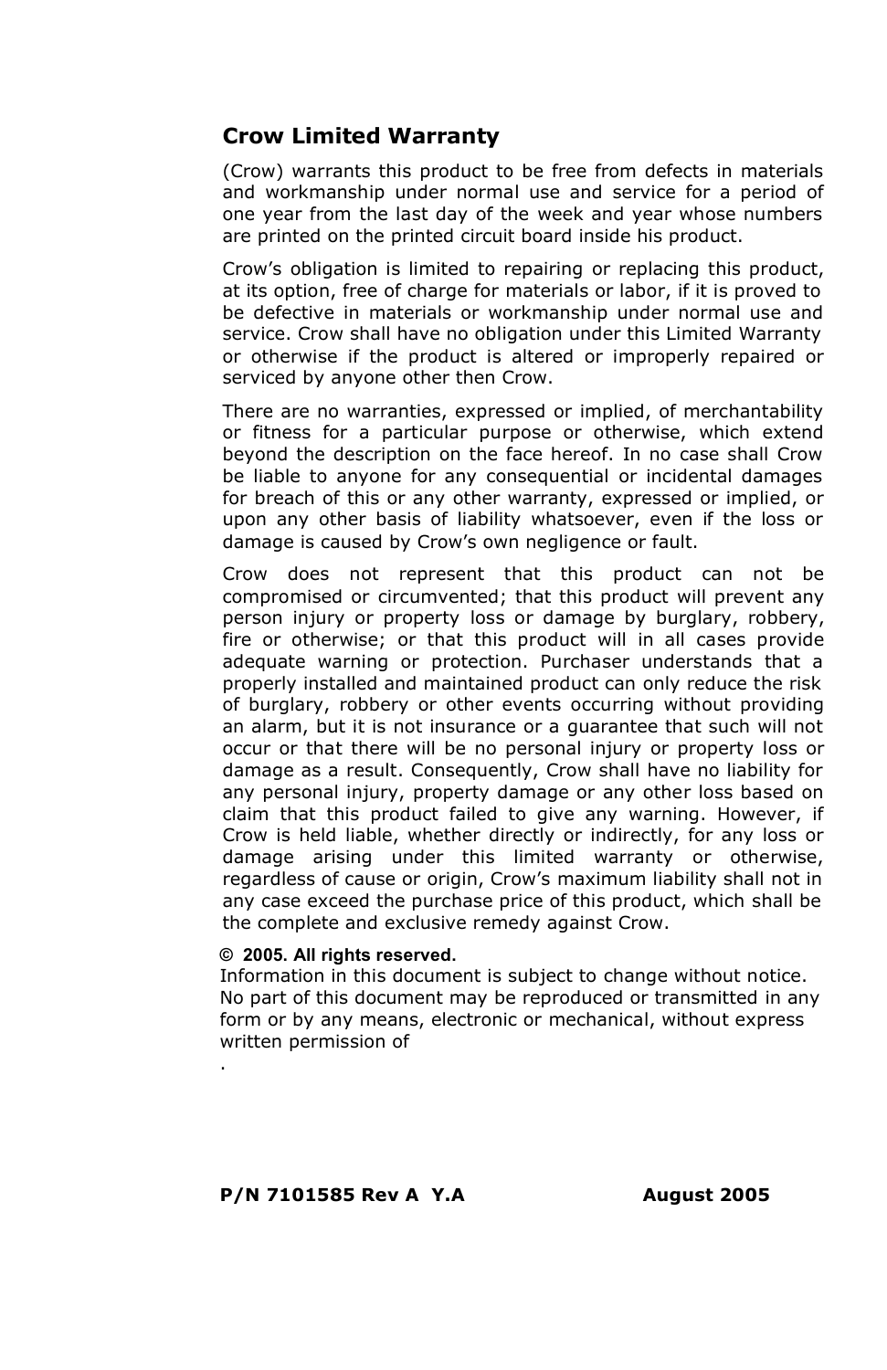## Crow Limited Warranty

(Crow) warrants this product to be free from defects in materials and workmanship under normal use and service for a period of one year from the last day of the week and year whose numbers are printed on the printed circuit board inside his product.

Crow's obligation is limited to repairing or replacing this product, at its option, free of charge for materials or labor, if it is proved to be defective in materials or workmanship under normal use and service. Crow shall have no obligation under this Limited Warranty or otherwise if the product is altered or improperly repaired or serviced by anyone other then Crow.

There are no warranties, expressed or implied, of merchantability or fitness for a particular purpose or otherwise, which extend beyond the description on the face hereof. In no case shall Crow be liable to anyone for any consequential or incidental damages for breach of this or any other warranty, expressed or implied, or upon any other basis of liability whatsoever, even if the loss or damage is caused by Crow's own negligence or fault.

Crow does not represent that this product can not be compromised or circumvented; that this product will prevent any person injury or property loss or damage by burglary, robbery, fire or otherwise; or that this product will in all cases provide adequate warning or protection. Purchaser understands that a properly installed and maintained product can only reduce the risk of burglary, robbery or other events occurring without providing an alarm, but it is not insurance or a guarantee that such will not occur or that there will be no personal injury or property loss or damage as a result. Consequently, Crow shall have no liability for any personal injury, property damage or any other loss based on claim that this product failed to give any warning. However, if Crow is held liable, whether directly or indirectly, for any loss or damage arising under this limited warranty or otherwise, regardless of cause or origin, Crow's maximum liability shall not in any case exceed the purchase price of this product, which shall be the complete and exclusive remedy against Crow.

**© 2005. All rights reserved.**
Information in this document is subject to change without notice. No part of this document may be reproduced or transmitted in any form or by any means, electronic or mechanical, without express written permission of
.

**P/N 7101585 Rev A Y.A August 2005**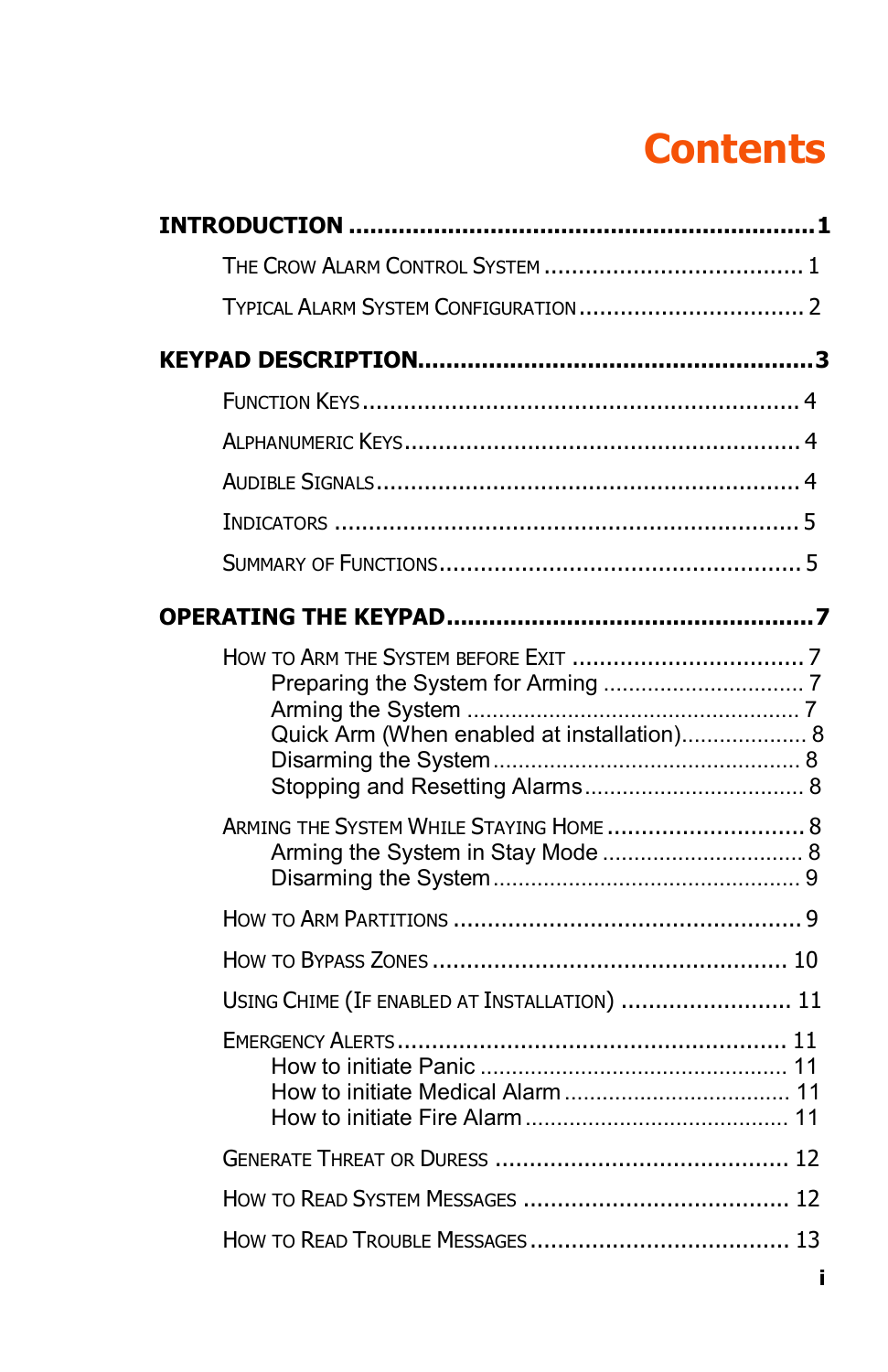# Contents

**INTRODUCTION** ........................................................ 1

- The Crow Alarm Control System .................................... 1
- Typical Alarm System Configuration ................................ 2

**KEYPAD DESCRIPTION** ................................................ 3

- Function Keys ............................................................. 4
- Alphanumeric Keys ...................................................... 4
- Audible Signals ........................................................... 4
- Indicators .................................................................. 5
- Summary of Functions ................................................... 5

**OPERATING THE KEYPAD** ............................................ 7

- How to Arm the System before Exit ................................. 7
  - Preparing the System for Arming ................................ 7
  - Arming the System .................................................... 7
  - Quick Arm (When enabled at installation) .................... 8
  - Disarming the System ................................................ 8
  - Stopping and Resetting Alarms ................................... 8
- Arming the System While Staying Home ............................ 8
  - Arming the System in Stay Mode ................................. 8
  - Disarming the System ................................................ 9
- How to Arm Partitions .................................................. 9
- How to Bypass Zones .................................................... 10
- Using Chime (If enabled at Installation) ........................ 11
- Emergency Alerts ......................................................... 11
  - How to initiate Panic ................................................. 11
  - How to initiate Medical Alarm .................................... 11
  - How to initiate Fire Alarm .......................................... 11
- Generate Threat or Duress ............................................ 12
- How to Read System Messages ...................................... 12
- How to Read Trouble Messages ..................................... 13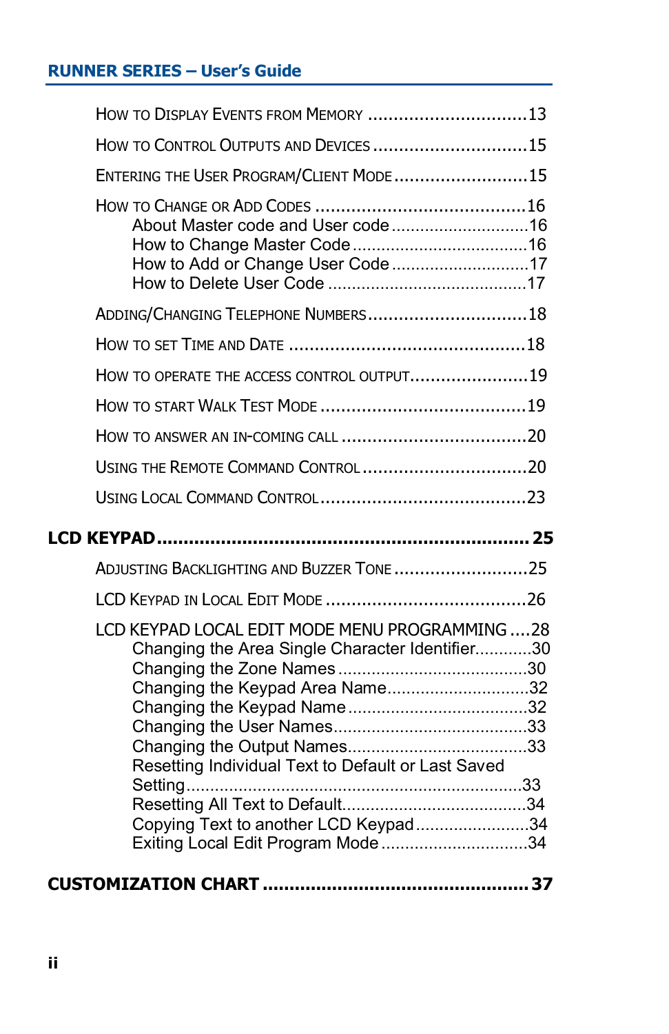How to Display Events from Memory ...............................13

How to Control Outputs and Devices ..............................15

Entering the User Program/Client Mode ..........................15

How to Change or Add Codes ........................................16
- About Master code and User code .............................16
- How to Change Master Code .....................................16
- How to Add or Change User Code .............................17
- How to Delete User Code ..........................................17

Adding/Changing Telephone Numbers...............................18

How to set Time and Date .............................................18

How to operate the access control output.......................19

How to start Walk Test Mode ........................................19

How to answer an in-coming call ...................................20

Using the Remote Command Control ................................20

Using Local Command Control.......................................23

**LCD KEYPAD ................................................................ 25**

Adjusting Backlighting and Buzzer Tone ..........................25

LCD Keypad in Local Edit Mode ......................................26

LCD KEYPAD LOCAL EDIT MODE MENU PROGRAMMING ....28
- Changing the Area Single Character Identifier............30
- Changing the Zone Names .......................................30
- Changing the Keypad Area Name.............................32
- Changing the Keypad Name .....................................32
- Changing the User Names........................................33
- Changing the Output Names.....................................33
- Resetting Individual Text to Default or Last Saved Setting.....................................................................33
- Resetting All Text to Default.......................................34
- Copying Text to another LCD Keypad .......................34
- Exiting Local Edit Program Mode ...............................34

**CUSTOMIZATION CHART ............................................. 37**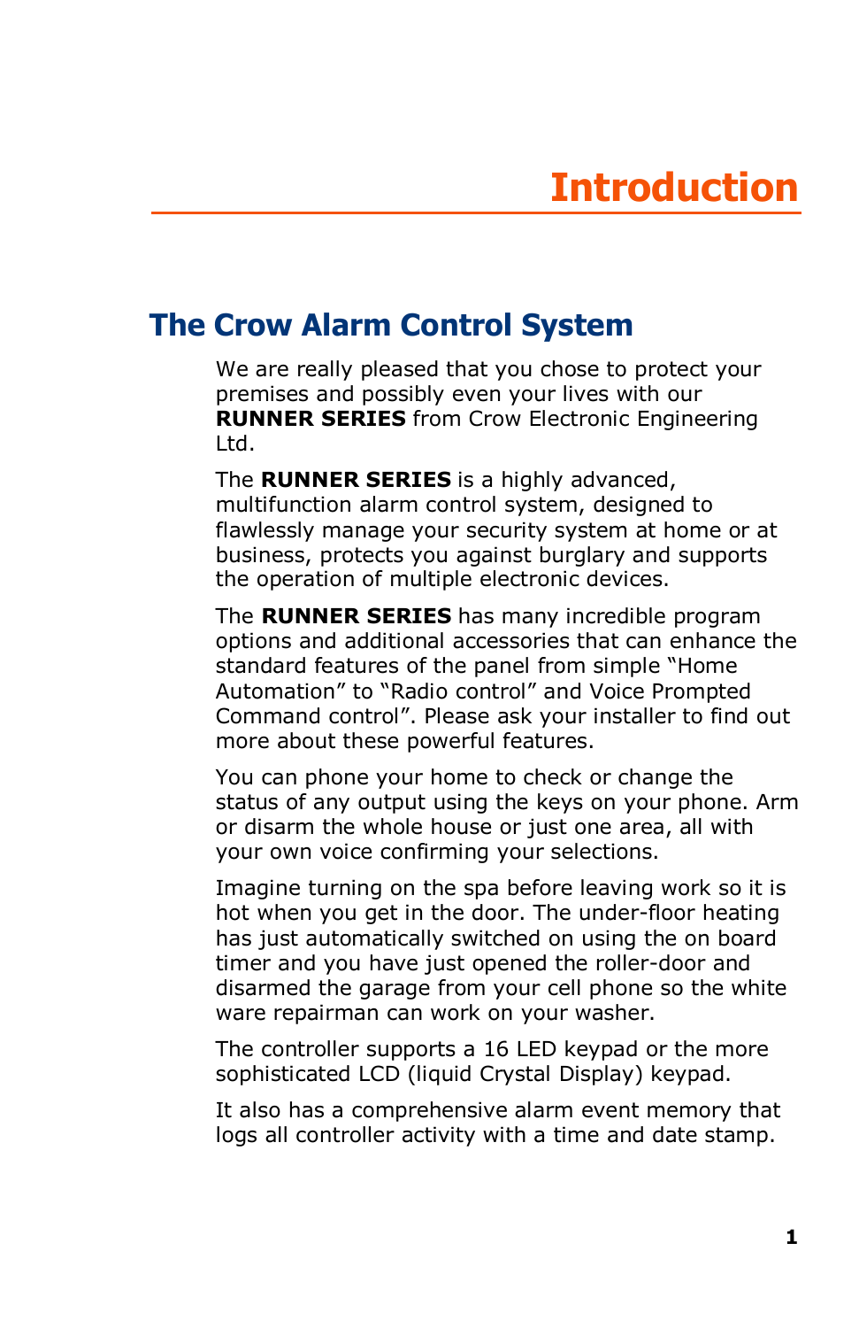# Introduction

## The Crow Alarm Control System

We are really pleased that you chose to protect your premises and possibly even your lives with our **RUNNER SERIES** from Crow Electronic Engineering Ltd.

The **RUNNER SERIES** is a highly advanced, multifunction alarm control system, designed to flawlessly manage your security system at home or at business, protects you against burglary and supports the operation of multiple electronic devices.

The **RUNNER SERIES** has many incredible program options and additional accessories that can enhance the standard features of the panel from simple "Home Automation" to "Radio control" and Voice Prompted Command control". Please ask your installer to find out more about these powerful features.

You can phone your home to check or change the status of any output using the keys on your phone. Arm or disarm the whole house or just one area, all with your own voice confirming your selections.

Imagine turning on the spa before leaving work so it is hot when you get in the door. The under-floor heating has just automatically switched on using the on board timer and you have just opened the roller-door and disarmed the garage from your cell phone so the white ware repairman can work on your washer.

The controller supports a 16 LED keypad or the more sophisticated LCD (liquid Crystal Display) keypad.

It also has a comprehensive alarm event memory that logs all controller activity with a time and date stamp.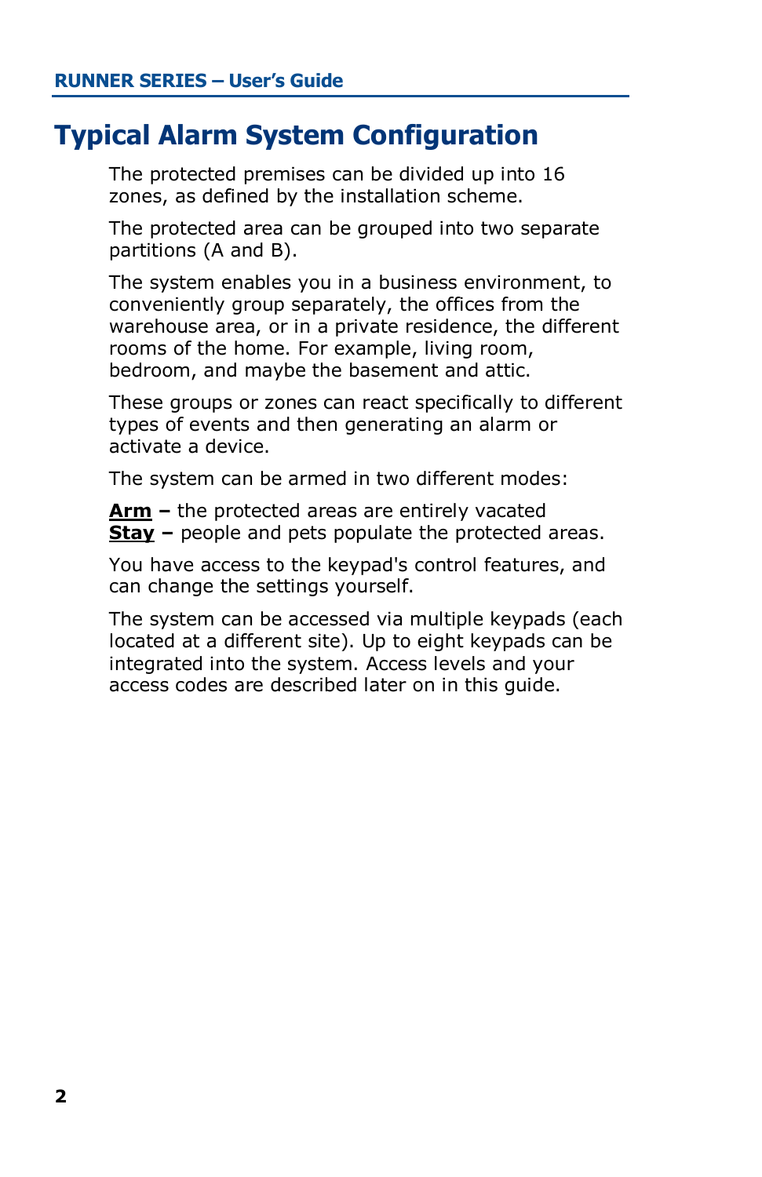# Typical Alarm System Configuration

The protected premises can be divided up into 16 zones, as defined by the installation scheme.

The protected area can be grouped into two separate partitions (A and B).

The system enables you in a business environment, to conveniently group separately, the offices from the warehouse area, or in a private residence, the different rooms of the home. For example, living room, bedroom, and maybe the basement and attic.

These groups or zones can react specifically to different types of events and then generating an alarm or activate a device.

The system can be armed in two different modes:

**Arm –** the protected areas are entirely vacated
**Stay –** people and pets populate the protected areas.

You have access to the keypad's control features, and can change the settings yourself.

The system can be accessed via multiple keypads (each located at a different site). Up to eight keypads can be integrated into the system. Access levels and your access codes are described later on in this guide.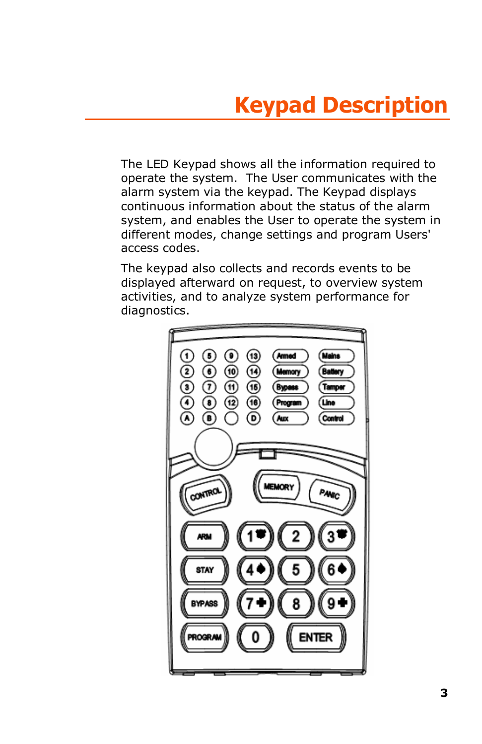# Keypad Description

The LED Keypad shows all the information required to operate the system. The User communicates with the alarm system via the keypad. The Keypad displays continuous information about the status of the alarm system, and enables the User to operate the system in different modes, change settings and program Users' access codes.

The keypad also collects and records events to be displayed afterward on request, to overview system activities, and to analyze system performance for diagnostics.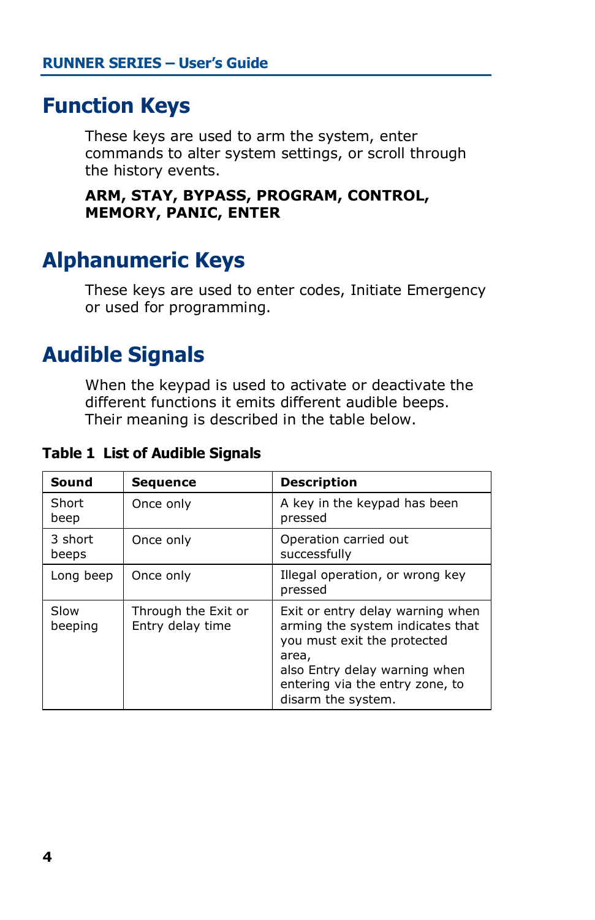# Function Keys

These keys are used to arm the system, enter commands to alter system settings, or scroll through the history events.

**ARM, STAY, BYPASS, PROGRAM, CONTROL, MEMORY, PANIC, ENTER**

# Alphanumeric Keys

These keys are used to enter codes, Initiate Emergency or used for programming.

# Audible Signals

When the keypad is used to activate or deactivate the different functions it emits different audible beeps. Their meaning is described in the table below.

**Table 1 List of Audible Signals**

| Sound | Sequence | Description |
|---|---|---|
| Short beep | Once only | A key in the keypad has been pressed |
| 3 short beeps | Once only | Operation carried out successfully |
| Long beep | Once only | Illegal operation, or wrong key pressed |
| Slow beeping | Through the Exit or Entry delay time | Exit or entry delay warning when arming the system indicates that you must exit the protected area, also Entry delay warning when entering via the entry zone, to disarm the system. |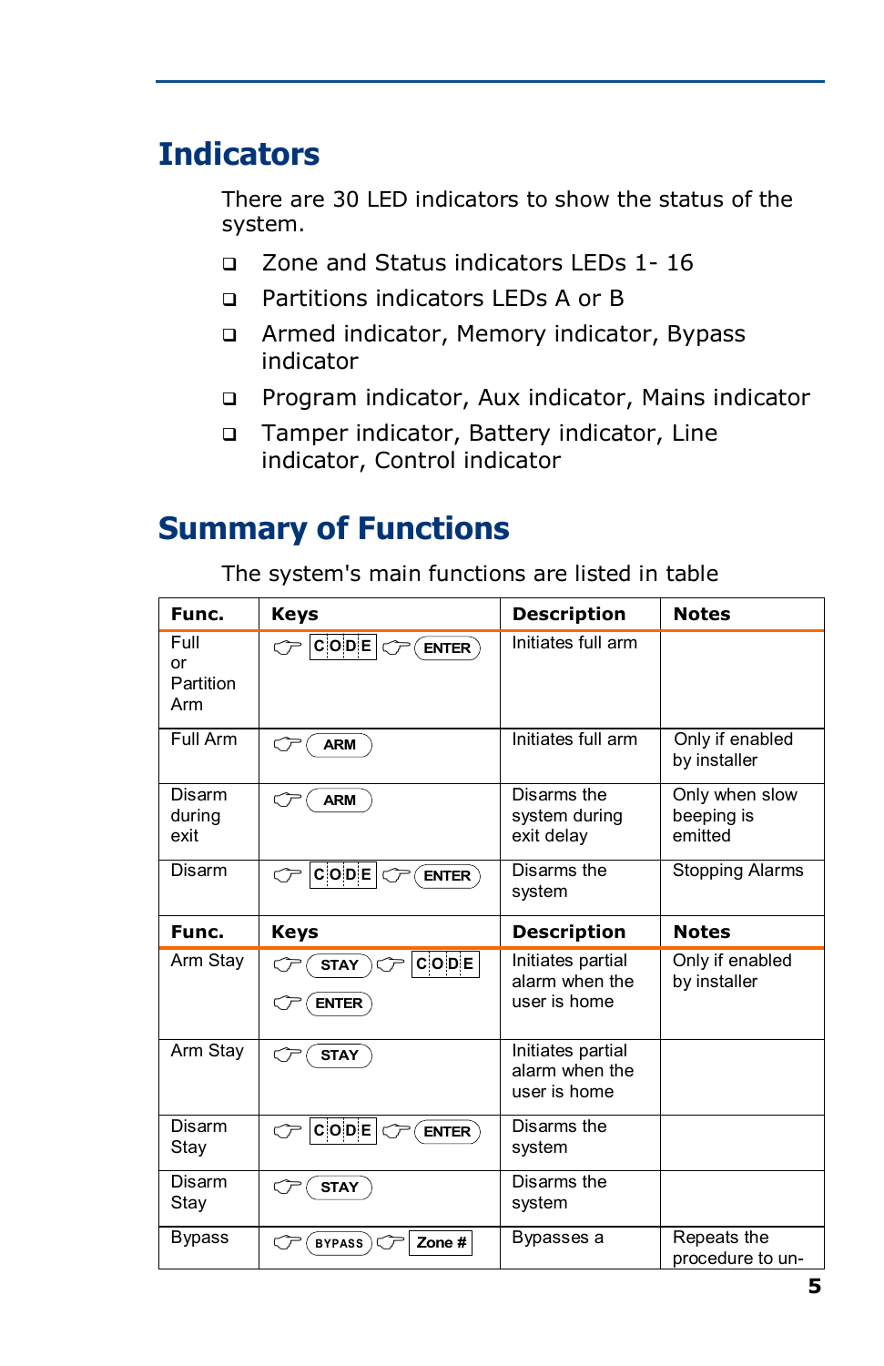## Indicators

There are 30 LED indicators to show the status of the system.

- Zone and Status indicators LEDs 1- 16
- Partitions indicators LEDs A or B
- Armed indicator, Memory indicator, Bypass indicator
- Program indicator, Aux indicator, Mains indicator
- Tamper indicator, Battery indicator, Line indicator, Control indicator

## Summary of Functions

The system's main functions are listed in table

| Func. | Keys | Description | Notes |
|---|---|---|---|
| Full or Partition Arm | CODE ENTER | Initiates full arm | |
| Full Arm | ARM | Initiates full arm | Only if enabled by installer |
| Disarm during exit | ARM | Disarms the system during exit delay | Only when slow beeping is emitted |
| Disarm | CODE ENTER | Disarms the system | Stopping Alarms |
| **Func.** | **Keys** | **Description** | **Notes** |
| Arm Stay | STAY CODE ENTER | Initiates partial alarm when the user is home | Only if enabled by installer |
| Arm Stay | STAY | Initiates partial alarm when the user is home | |
| Disarm Stay | CODE ENTER | Disarms the system | |
| Disarm Stay | STAY | Disarms the system | |
| Bypass | BYPASS Zone # | Bypasses a | Repeats the procedure to un- |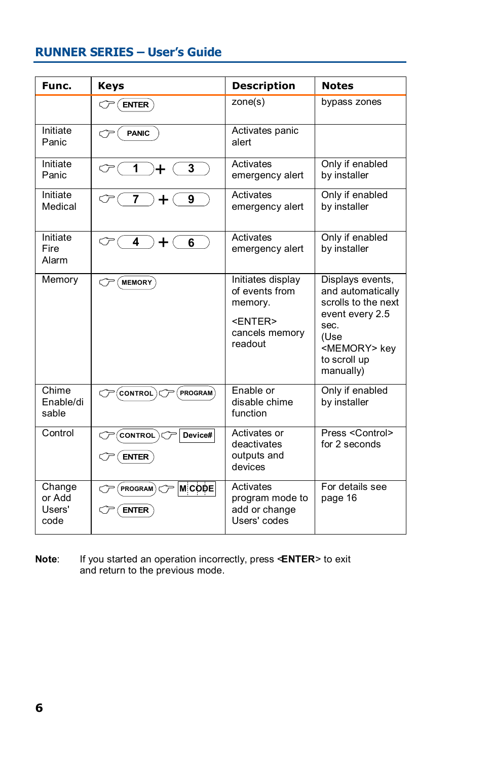| Func. | Keys | Description | Notes |
|---|---|---|---|
| | ENTER | zone(s) | bypass zones |
| Initiate Panic | PANIC | Activates panic alert | |
| Initiate Panic | 1 + 3 | Activates emergency alert | Only if enabled by installer |
| Initiate Medical | 7 + 9 | Activates emergency alert | Only if enabled by installer |
| Initiate Fire Alarm | 4 + 6 | Activates emergency alert | Only if enabled by installer |
| Memory | MEMORY | Initiates display of events from memory.<br><br><ENTER> cancels memory readout | Displays events, and automatically scrolls to the next event every 2.5 sec. (Use <MEMORY> key to scroll up manually) |
| Chime Enable/disable | CONTROL PROGRAM | Enable or disable chime function | Only if enabled by installer |
| Control | CONTROL Device#<br>ENTER | Activates or deactivates outputs and devices | Press <Control> for 2 seconds |
| Change or Add Users' code | PROGRAM M CODE<br>ENTER | Activates program mode to add or change Users' codes | For details see page 16 |

**Note**: If you started an operation incorrectly, press <**ENTER**> to exit and return to the previous mode.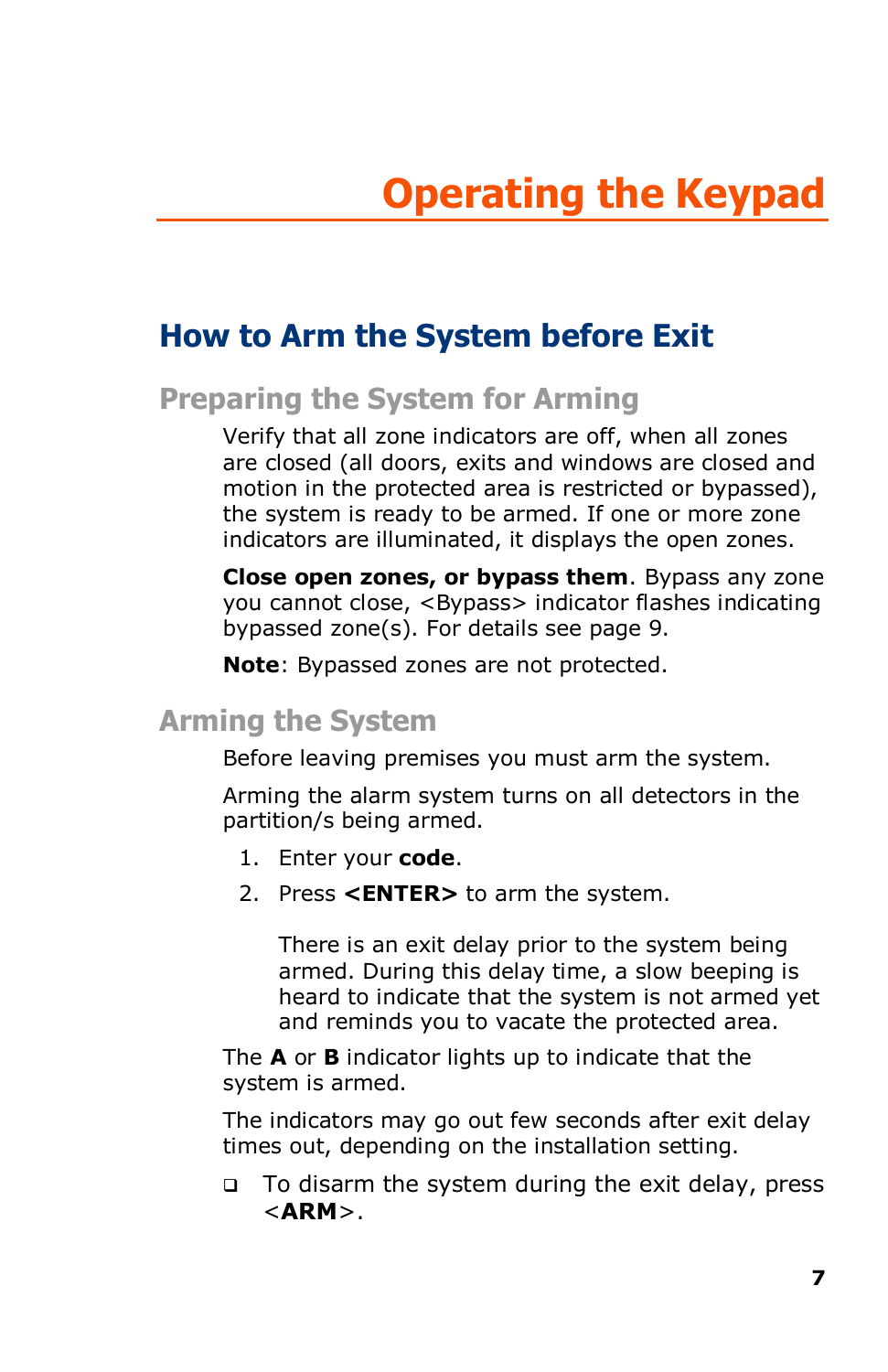# Operating the Keypad

## How to Arm the System before Exit

### Preparing the System for Arming

Verify that all zone indicators are off, when all zones are closed (all doors, exits and windows are closed and motion in the protected area is restricted or bypassed), the system is ready to be armed. If one or more zone indicators are illuminated, it displays the open zones.

**Close open zones, or bypass them**. Bypass any zone you cannot close, <Bypass> indicator flashes indicating bypassed zone(s). For details see page 9.

**Note**: Bypassed zones are not protected.

### Arming the System

Before leaving premises you must arm the system.

Arming the alarm system turns on all detectors in the partition/s being armed.

1. Enter your **code**.
2. Press **<ENTER>** to arm the system.

   There is an exit delay prior to the system being armed. During this delay time, a slow beeping is heard to indicate that the system is not armed yet and reminds you to vacate the protected area.

The **A** or **B** indicator lights up to indicate that the system is armed.

The indicators may go out few seconds after exit delay times out, depending on the installation setting.

- To disarm the system during the exit delay, press <**ARM**>.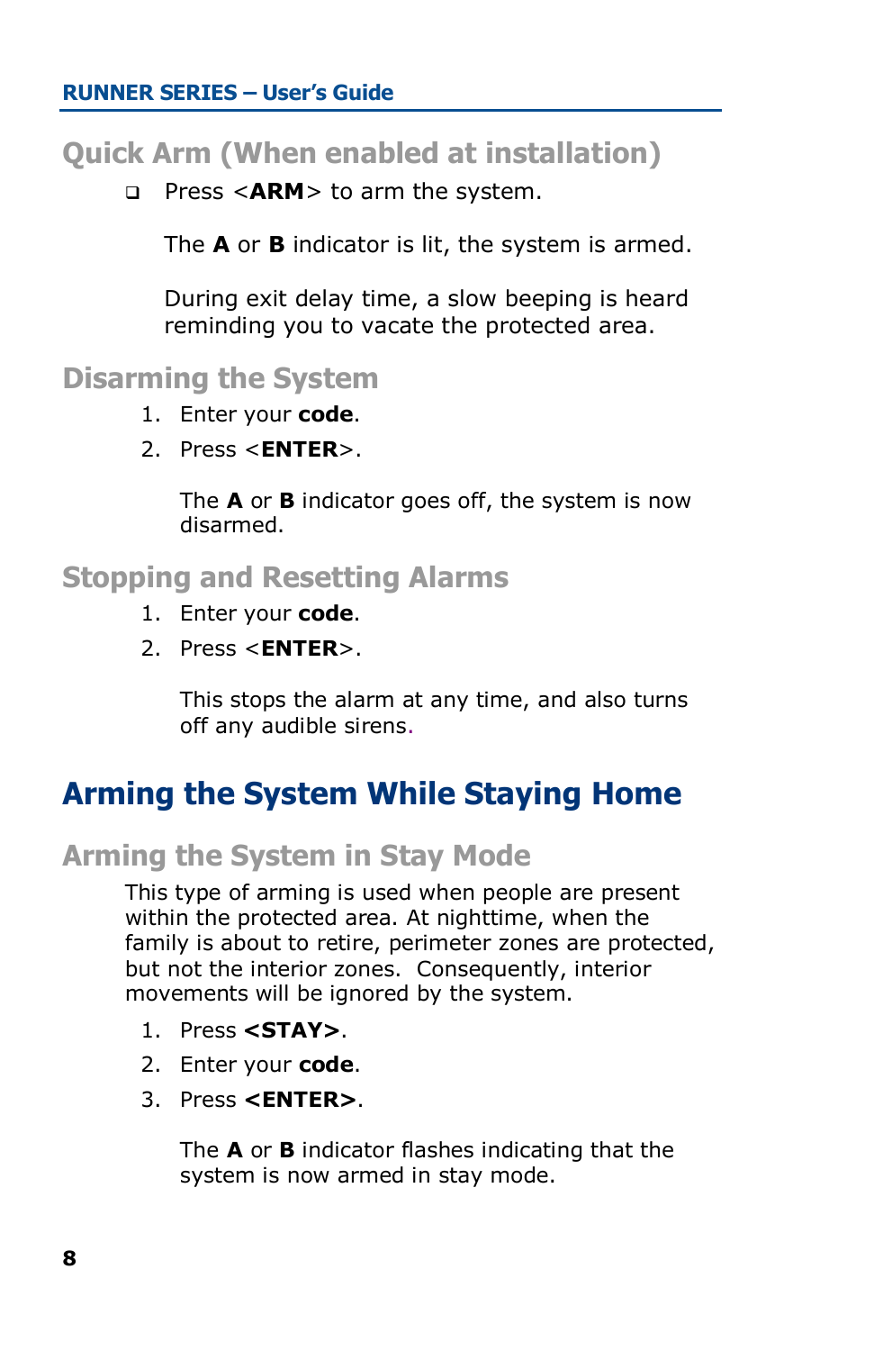## Quick Arm (When enabled at installation)

- Press <**ARM**> to arm the system.

  The **A** or **B** indicator is lit, the system is armed.

  During exit delay time, a slow beeping is heard reminding you to vacate the protected area.

## Disarming the System

1. Enter your **code**.
2. Press <**ENTER**>.

   The **A** or **B** indicator goes off, the system is now disarmed.

## Stopping and Resetting Alarms

1. Enter your **code**.
2. Press <**ENTER**>.

   This stops the alarm at any time, and also turns off any audible sirens.

# Arming the System While Staying Home

## Arming the System in Stay Mode

This type of arming is used when people are present within the protected area. At nighttime, when the family is about to retire, perimeter zones are protected, but not the interior zones. Consequently, interior movements will be ignored by the system.

1. Press **<STAY>**.
2. Enter your **code**.
3. Press **<ENTER>**.

   The **A** or **B** indicator flashes indicating that the system is now armed in stay mode.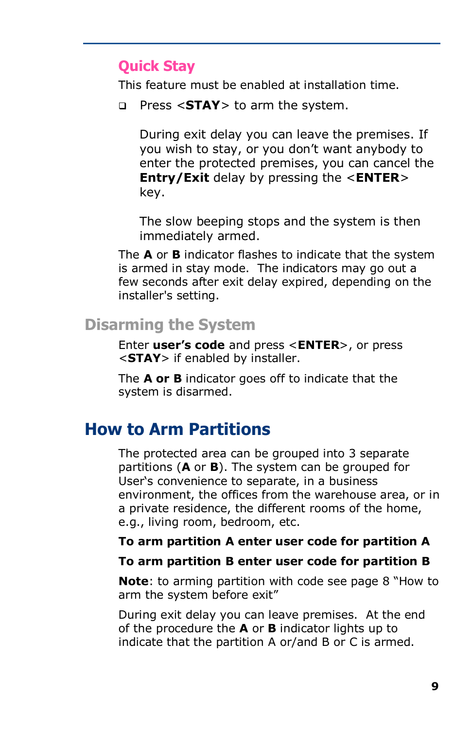### Quick Stay

This feature must be enabled at installation time.

- Press <**STAY**> to arm the system.

  During exit delay you can leave the premises. If you wish to stay, or you don't want anybody to enter the protected premises, you can cancel the **Entry/Exit** delay by pressing the <**ENTER**> key.

  The slow beeping stops and the system is then immediately armed.

The **A** or **B** indicator flashes to indicate that the system is armed in stay mode. The indicators may go out a few seconds after exit delay expired, depending on the installer's setting.

### Disarming the System

Enter **user's code** and press <**ENTER**>, or press <**STAY**> if enabled by installer.

The **A or B** indicator goes off to indicate that the system is disarmed.

## How to Arm Partitions

The protected area can be grouped into 3 separate partitions (**A** or **B**). The system can be grouped for User's convenience to separate, in a business environment, the offices from the warehouse area, or in a private residence, the different rooms of the home, e.g., living room, bedroom, etc.

**To arm partition A enter user code for partition A**

**To arm partition B enter user code for partition B**

**Note**: to arming partition with code see page 8 "How to arm the system before exit"

During exit delay you can leave premises. At the end of the procedure the **A** or **B** indicator lights up to indicate that the partition A or/and B or C is armed.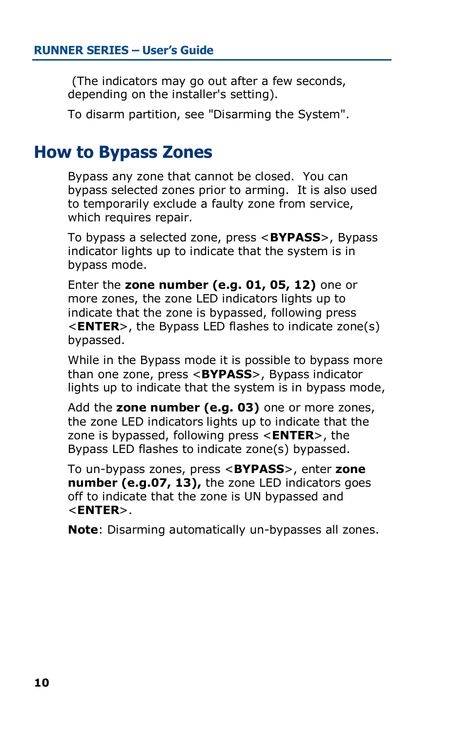(The indicators may go out after a few seconds, depending on the installer's setting).

To disarm partition, see "Disarming the System".

## How to Bypass Zones

Bypass any zone that cannot be closed. You can bypass selected zones prior to arming. It is also used to temporarily exclude a faulty zone from service, which requires repair.

To bypass a selected zone, press <**BYPASS**>, Bypass indicator lights up to indicate that the system is in bypass mode.

Enter the **zone number (e.g. 01, 05, 12)** one or more zones, the zone LED indicators lights up to indicate that the zone is bypassed, following press <**ENTER**>, the Bypass LED flashes to indicate zone(s) bypassed.

While in the Bypass mode it is possible to bypass more than one zone, press <**BYPASS**>, Bypass indicator lights up to indicate that the system is in bypass mode,

Add the **zone number (e.g. 03)** one or more zones, the zone LED indicators lights up to indicate that the zone is bypassed, following press <**ENTER**>, the Bypass LED flashes to indicate zone(s) bypassed.

To un-bypass zones, press <**BYPASS**>, enter **zone number (e.g.07, 13),** the zone LED indicators goes off to indicate that the zone is UN bypassed and <**ENTER**>.

**Note**: Disarming automatically un-bypasses all zones.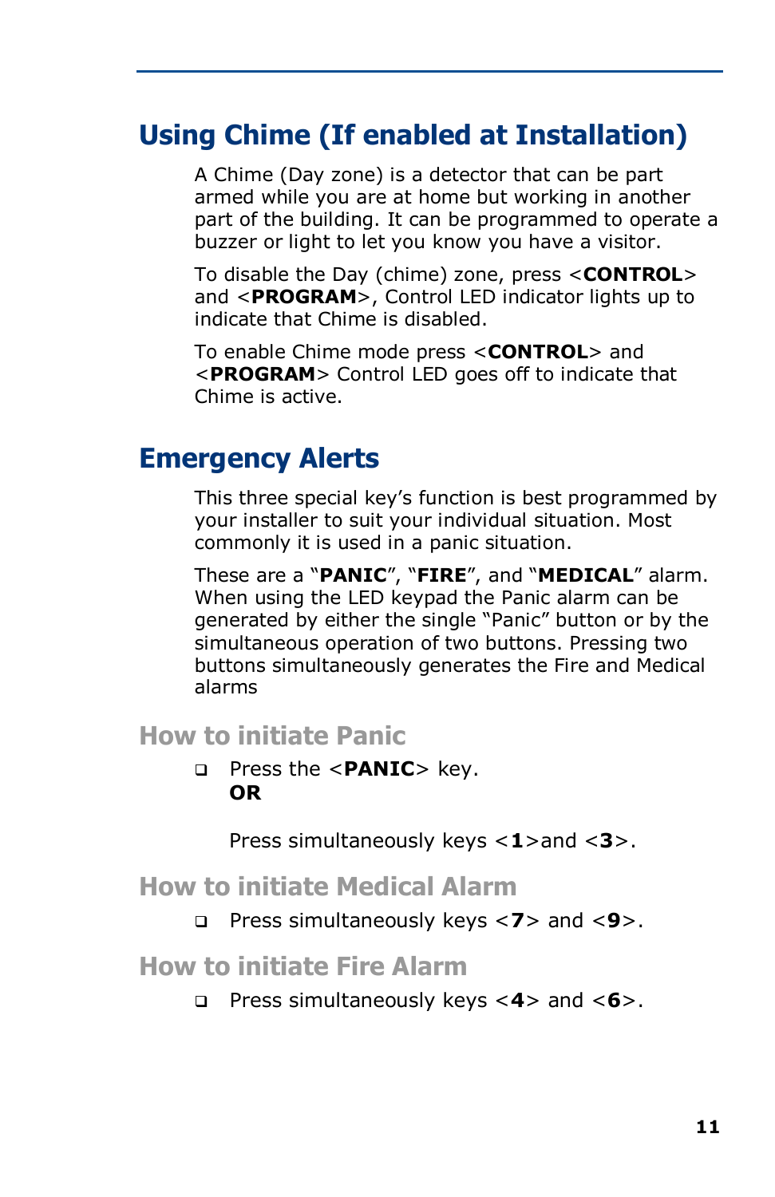## Using Chime (If enabled at Installation)

A Chime (Day zone) is a detector that can be part armed while you are at home but working in another part of the building. It can be programmed to operate a buzzer or light to let you know you have a visitor.

To disable the Day (chime) zone, press <**CONTROL**> and <**PROGRAM**>, Control LED indicator lights up to indicate that Chime is disabled.

To enable Chime mode press <**CONTROL**> and <**PROGRAM**> Control LED goes off to indicate that Chime is active.

## Emergency Alerts

This three special key's function is best programmed by your installer to suit your individual situation. Most commonly it is used in a panic situation.

These are a "**PANIC**", "**FIRE**", and "**MEDICAL**" alarm. When using the LED keypad the Panic alarm can be generated by either the single "Panic" button or by the simultaneous operation of two buttons. Pressing two buttons simultaneously generates the Fire and Medical alarms

### How to initiate Panic

- Press the <**PANIC**> key.
  **OR**

  Press simultaneously keys <**1**>and <**3**>.

### How to initiate Medical Alarm

- Press simultaneously keys <**7**> and <**9**>.

### How to initiate Fire Alarm

- Press simultaneously keys <**4**> and <**6**>.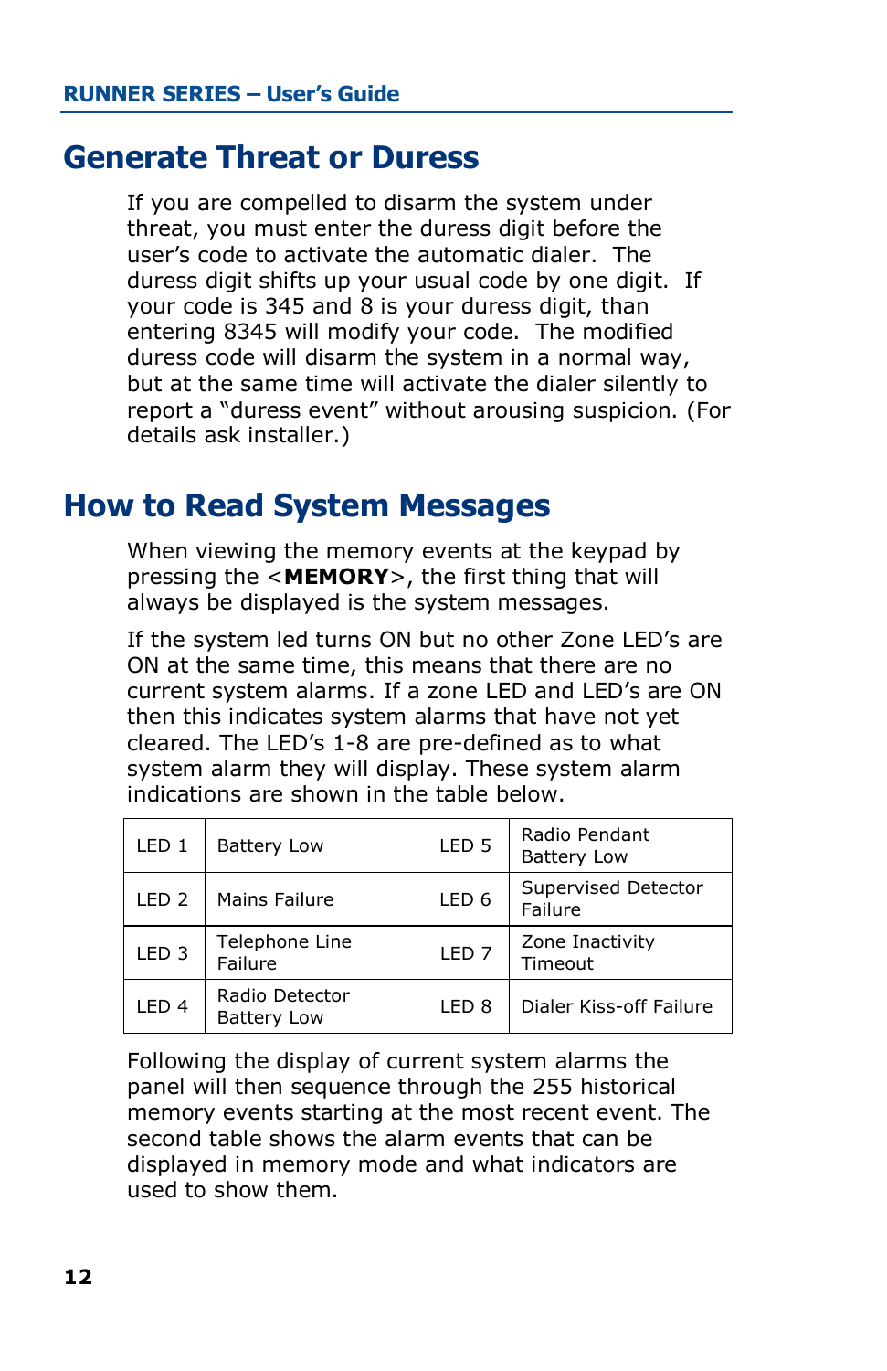# Generate Threat or Duress

If you are compelled to disarm the system under threat, you must enter the duress digit before the user's code to activate the automatic dialer. The duress digit shifts up your usual code by one digit. If your code is 345 and 8 is your duress digit, than entering 8345 will modify your code. The modified duress code will disarm the system in a normal way, but at the same time will activate the dialer silently to report a "duress event" without arousing suspicion. (For details ask installer.)

# How to Read System Messages

When viewing the memory events at the keypad by pressing the <**MEMORY**>, the first thing that will always be displayed is the system messages.

If the system led turns ON but no other Zone LED's are ON at the same time, this means that there are no current system alarms. If a zone LED and LED's are ON then this indicates system alarms that have not yet cleared. The LED's 1-8 are pre-defined as to what system alarm they will display. These system alarm indications are shown in the table below.

| | | | |
|---|---|---|---|
| LED 1 | Battery Low | LED 5 | Radio Pendant Battery Low |
| LED 2 | Mains Failure | LED 6 | Supervised Detector Failure |
| LED 3 | Telephone Line Failure | LED 7 | Zone Inactivity Timeout |
| LED 4 | Radio Detector Battery Low | LED 8 | Dialer Kiss-off Failure |

Following the display of current system alarms the panel will then sequence through the 255 historical memory events starting at the most recent event. The second table shows the alarm events that can be displayed in memory mode and what indicators are used to show them.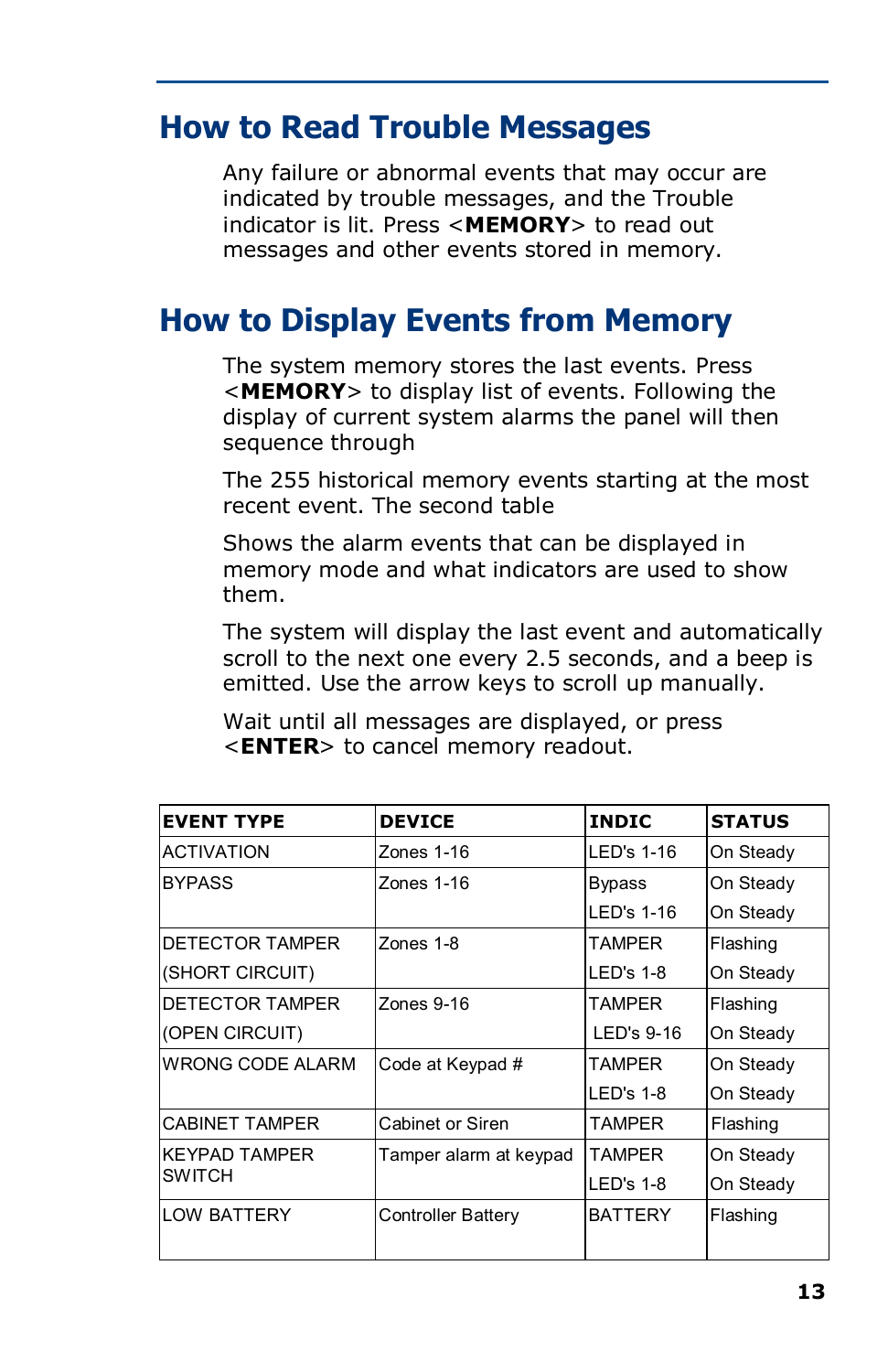## How to Read Trouble Messages

Any failure or abnormal events that may occur are indicated by trouble messages, and the Trouble indicator is lit. Press <**MEMORY**> to read out messages and other events stored in memory.

## How to Display Events from Memory

The system memory stores the last events. Press <**MEMORY**> to display list of events. Following the display of current system alarms the panel will then sequence through

The 255 historical memory events starting at the most recent event. The second table

Shows the alarm events that can be displayed in memory mode and what indicators are used to show them.

The system will display the last event and automatically scroll to the next one every 2.5 seconds, and a beep is emitted. Use the arrow keys to scroll up manually.

Wait until all messages are displayed, or press <**ENTER**> to cancel memory readout.

| **EVENT TYPE** | **DEVICE** | **INDIC** | **STATUS** |
|---|---|---|---|
| ACTIVATION | Zones 1-16 | LED's 1-16 | On Steady |
| BYPASS | Zones 1-16 | Bypass | On Steady |
| | | LED's 1-16 | On Steady |
| DETECTOR TAMPER | Zones 1-8 | TAMPER | Flashing |
| (SHORT CIRCUIT) | | LED's 1-8 | On Steady |
| DETECTOR TAMPER | Zones 9-16 | TAMPER | Flashing |
| (OPEN CIRCUIT) | | LED's 9-16 | On Steady |
| WRONG CODE ALARM | Code at Keypad # | TAMPER | On Steady |
| | | LED's 1-8 | On Steady |
| CABINET TAMPER | Cabinet or Siren | TAMPER | Flashing |
| KEYPAD TAMPER SWITCH | Tamper alarm at keypad | TAMPER | On Steady |
| | | LED's 1-8 | On Steady |
| LOW BATTERY | Controller Battery | BATTERY | Flashing |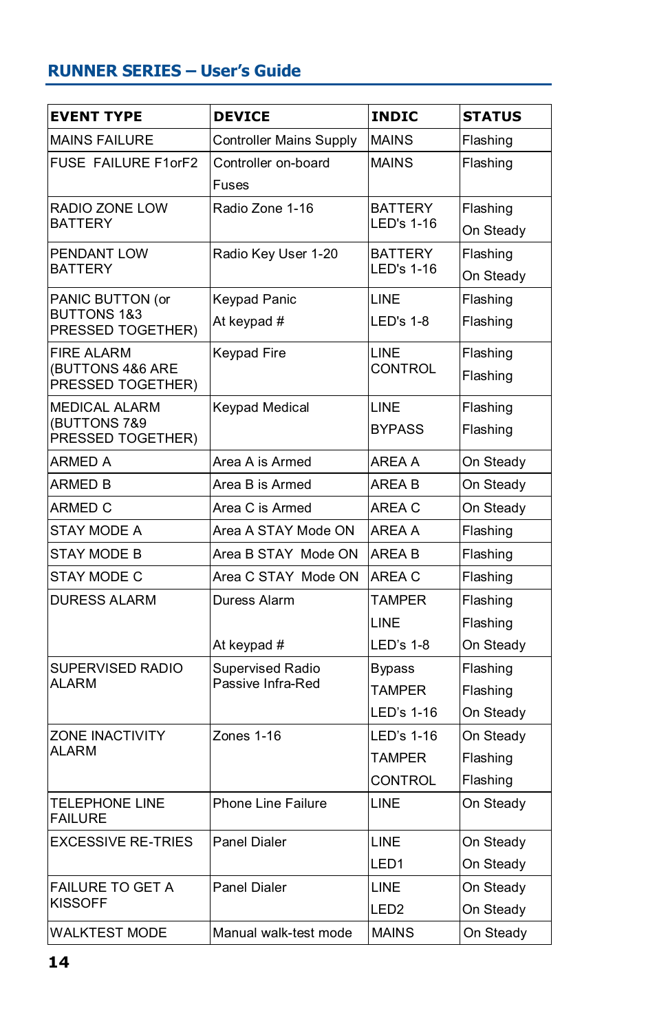| EVENT TYPE | DEVICE | INDIC | STATUS |
|---|---|---|---|
| MAINS FAILURE | Controller Mains Supply | MAINS | Flashing |
| FUSE FAILURE F1orF2 | Controller on-board Fuses | MAINS | Flashing |
| RADIO ZONE LOW BATTERY | Radio Zone 1-16 | BATTERY<br>LED's 1-16 | Flashing<br>On Steady |
| PENDANT LOW BATTERY | Radio Key User 1-20 | BATTERY<br>LED's 1-16 | Flashing<br>On Steady |
| PANIC BUTTON (or BUTTONS 1&3 PRESSED TOGETHER) | Keypad Panic<br>At keypad # | LINE<br>LED's 1-8 | Flashing<br>Flashing |
| FIRE ALARM (BUTTONS 4&6 ARE PRESSED TOGETHER) | Keypad Fire | LINE<br>CONTROL | Flashing<br>Flashing |
| MEDICAL ALARM (BUTTONS 7&9 PRESSED TOGETHER) | Keypad Medical | LINE<br>BYPASS | Flashing<br>Flashing |
| ARMED A | Area A is Armed | AREA A | On Steady |
| ARMED B | Area B is Armed | AREA B | On Steady |
| ARMED C | Area C is Armed | AREA C | On Steady |
| STAY MODE A | Area A STAY Mode ON | AREA A | Flashing |
| STAY MODE B | Area B STAY Mode ON | AREA B | Flashing |
| STAY MODE C | Area C STAY Mode ON | AREA C | Flashing |
| DURESS ALARM | Duress Alarm<br><br>At keypad # | TAMPER<br>LINE<br>LED's 1-8 | Flashing<br>Flashing<br>On Steady |
| SUPERVISED RADIO ALARM | Supervised Radio Passive Infra-Red | Bypass<br>TAMPER<br>LED's 1-16 | Flashing<br>Flashing<br>On Steady |
| ZONE INACTIVITY ALARM | Zones 1-16 | LED's 1-16<br>TAMPER<br>CONTROL | On Steady<br>Flashing<br>Flashing |
| TELEPHONE LINE FAILURE | Phone Line Failure | LINE | On Steady |
| EXCESSIVE RE-TRIES | Panel Dialer | LINE<br>LED1 | On Steady<br>On Steady |
| FAILURE TO GET A KISSOFF | Panel Dialer | LINE<br>LED2 | On Steady<br>On Steady |
| WALKTEST MODE | Manual walk-test mode | MAINS | On Steady |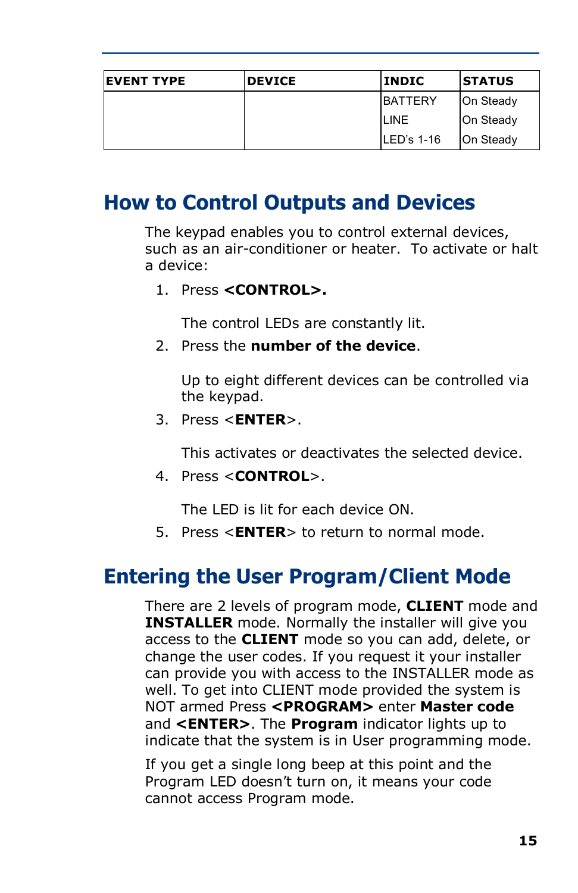| EVENT TYPE | DEVICE | INDIC | STATUS |
|---|---|---|---|
| | | BATTERY | On Steady |
| | | LINE | On Steady |
| | | LED's 1-16 | On Steady |

## How to Control Outputs and Devices

The keypad enables you to control external devices, such as an air-conditioner or heater. To activate or halt a device:

1. Press **<CONTROL>.**

   The control LEDs are constantly lit.

2. Press the **number of the device**.

   Up to eight different devices can be controlled via the keypad.

3. Press <**ENTER**>.

   This activates or deactivates the selected device.

4. Press <**CONTROL**>.

   The LED is lit for each device ON.

5. Press <**ENTER**> to return to normal mode.

## Entering the User Program/Client Mode

There are 2 levels of program mode, **CLIENT** mode and **INSTALLER** mode. Normally the installer will give you access to the **CLIENT** mode so you can add, delete, or change the user codes. If you request it your installer can provide you with access to the INSTALLER mode as well. To get into CLIENT mode provided the system is NOT armed Press **<PROGRAM>** enter **Master code** and **<ENTER>**. The **Program** indicator lights up to indicate that the system is in User programming mode.

If you get a single long beep at this point and the Program LED doesn't turn on, it means your code cannot access Program mode.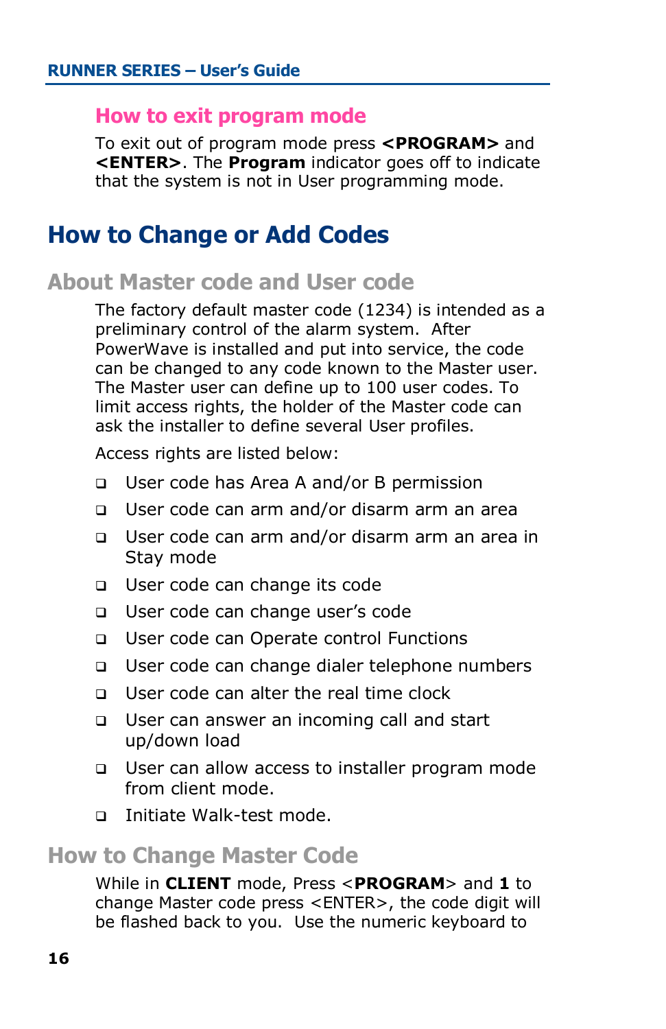## How to exit program mode

To exit out of program mode press **<PROGRAM>** and **<ENTER>**. The **Program** indicator goes off to indicate that the system is not in User programming mode.

# How to Change or Add Codes

## About Master code and User code

The factory default master code (1234) is intended as a preliminary control of the alarm system. After PowerWave is installed and put into service, the code can be changed to any code known to the Master user. The Master user can define up to 100 user codes. To limit access rights, the holder of the Master code can ask the installer to define several User profiles.

Access rights are listed below:

- User code has Area A and/or B permission
- User code can arm and/or disarm arm an area
- User code can arm and/or disarm arm an area in Stay mode
- User code can change its code
- User code can change user's code
- User code can Operate control Functions
- User code can change dialer telephone numbers
- User code can alter the real time clock
- User can answer an incoming call and start up/down load
- User can allow access to installer program mode from client mode.
- Initiate Walk-test mode.

## How to Change Master Code

While in **CLIENT** mode, Press <**PROGRAM**> and **1** to change Master code press <ENTER>, the code digit will be flashed back to you. Use the numeric keyboard to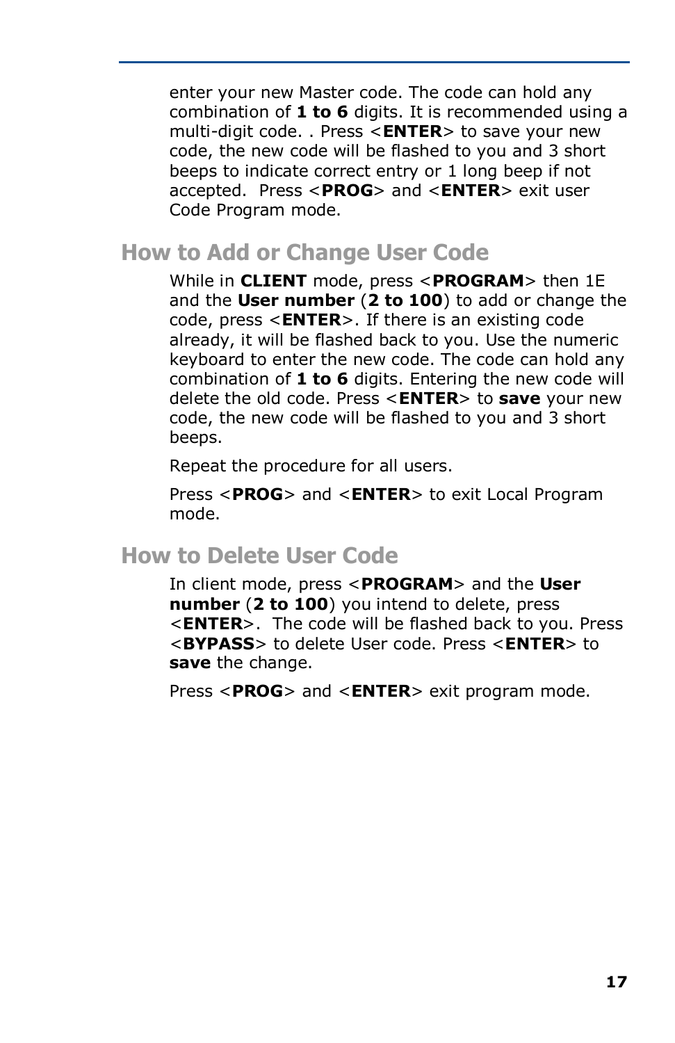enter your new Master code. The code can hold any combination of **1 to 6** digits. It is recommended using a multi-digit code. . Press <**ENTER**> to save your new code, the new code will be flashed to you and 3 short beeps to indicate correct entry or 1 long beep if not accepted.  Press <**PROG**> and <**ENTER**> exit user Code Program mode.

## How to Add or Change User Code

While in **CLIENT** mode, press <**PROGRAM**> then 1E and the **User number** (**2 to 100**) to add or change the code, press <**ENTER**>. If there is an existing code already, it will be flashed back to you. Use the numeric keyboard to enter the new code. The code can hold any combination of **1 to 6** digits. Entering the new code will delete the old code. Press <**ENTER**> to **save** your new code, the new code will be flashed to you and 3 short beeps.

Repeat the procedure for all users.

Press <**PROG**> and <**ENTER**> to exit Local Program mode.

## How to Delete User Code

In client mode, press <**PROGRAM**> and the **User number** (**2 to 100**) you intend to delete, press <**ENTER**>.  The code will be flashed back to you. Press <**BYPASS**> to delete User code. Press <**ENTER**> to **save** the change.

Press <**PROG**> and <**ENTER**> exit program mode.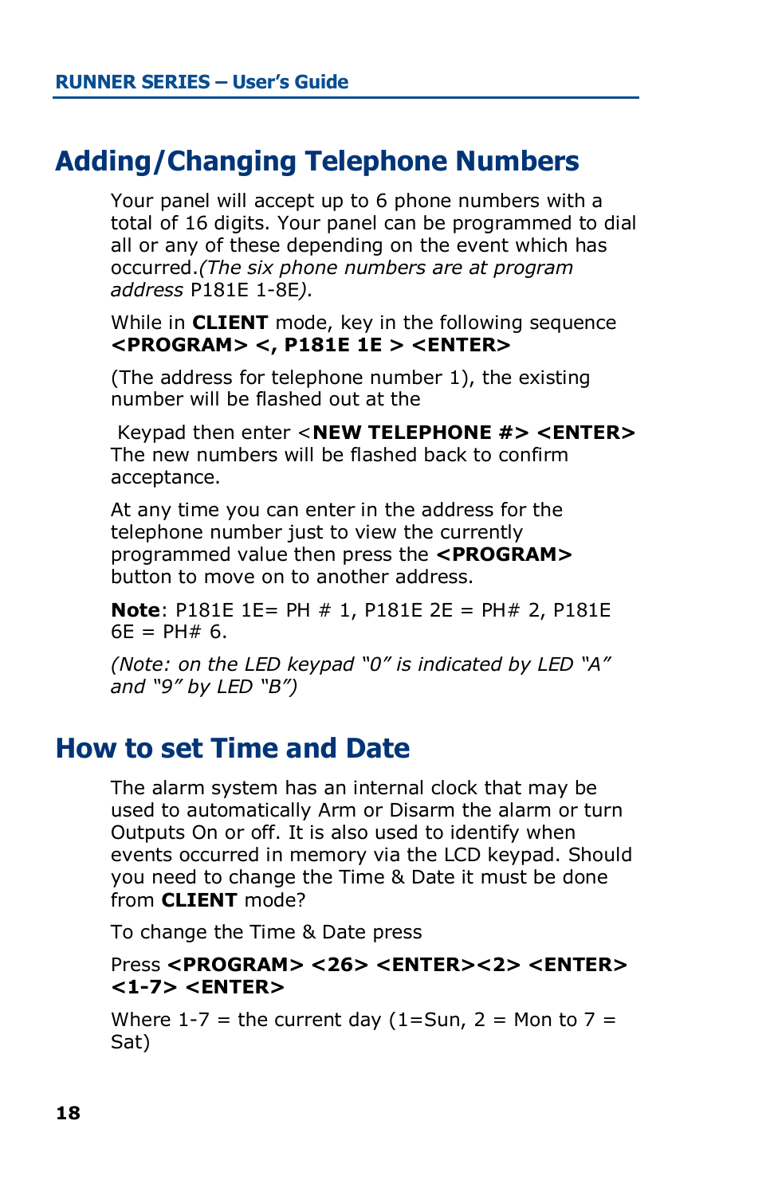## Adding/Changing Telephone Numbers

Your panel will accept up to 6 phone numbers with a total of 16 digits. Your panel can be programmed to dial all or any of these depending on the event which has occurred.*(The six phone numbers are at program address* P181E 1-8E*).*

While in **CLIENT** mode, key in the following sequence **<PROGRAM> <, P181E 1E > <ENTER>**

(The address for telephone number 1), the existing number will be flashed out at the

Keypad then enter <**NEW TELEPHONE #> <ENTER>** The new numbers will be flashed back to confirm acceptance.

At any time you can enter in the address for the telephone number just to view the currently programmed value then press the **<PROGRAM>** button to move on to another address.

**Note**: P181E 1E= PH # 1, P181E 2E = PH# 2, P181E 6E = PH# 6.

*(Note: on the LED keypad "0" is indicated by LED "A" and "9" by LED "B")*

## How to set Time and Date

The alarm system has an internal clock that may be used to automatically Arm or Disarm the alarm or turn Outputs On or off. It is also used to identify when events occurred in memory via the LCD keypad. Should you need to change the Time & Date it must be done from **CLIENT** mode?

To change the Time & Date press

Press **<PROGRAM> <26> <ENTER><2> <ENTER> <1-7> <ENTER>**

Where 1-7 = the current day (1=Sun, 2 = Mon to 7 = Sat)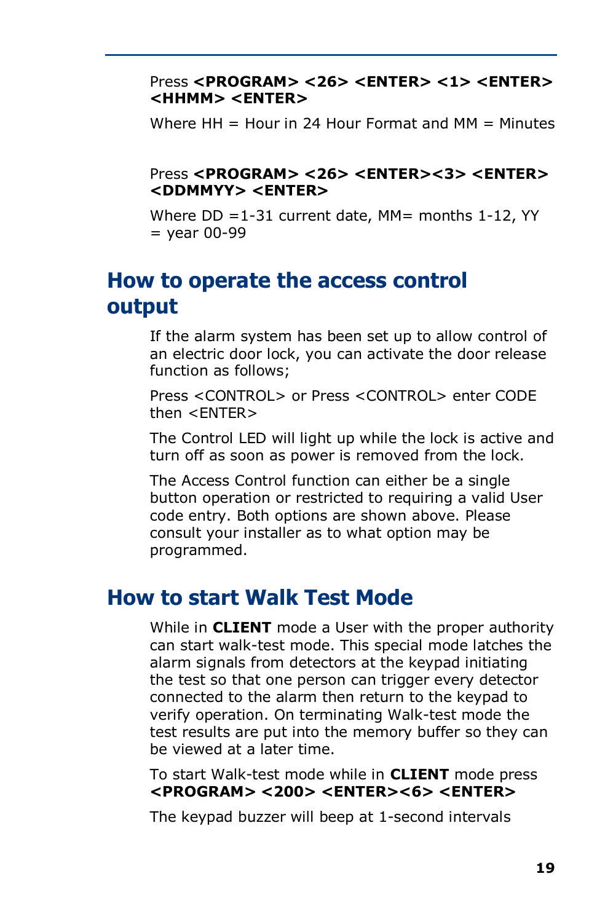Press **<PROGRAM> <26> <ENTER> <1> <ENTER> <HHMM> <ENTER>**

Where HH = Hour in 24 Hour Format and MM = Minutes

Press **<PROGRAM> <26> <ENTER><3> <ENTER> <DDMMYY> <ENTER>**

Where DD =1-31 current date, MM= months 1-12, YY = year 00-99

## How to operate the access control output

If the alarm system has been set up to allow control of an electric door lock, you can activate the door release function as follows;

Press <CONTROL> or Press <CONTROL> enter CODE then <ENTER>

The Control LED will light up while the lock is active and turn off as soon as power is removed from the lock.

The Access Control function can either be a single button operation or restricted to requiring a valid User code entry. Both options are shown above. Please consult your installer as to what option may be programmed.

## How to start Walk Test Mode

While in **CLIENT** mode a User with the proper authority can start walk-test mode. This special mode latches the alarm signals from detectors at the keypad initiating the test so that one person can trigger every detector connected to the alarm then return to the keypad to verify operation. On terminating Walk-test mode the test results are put into the memory buffer so they can be viewed at a later time.

To start Walk-test mode while in **CLIENT** mode press **<PROGRAM> <200> <ENTER><6> <ENTER>**

The keypad buzzer will beep at 1-second intervals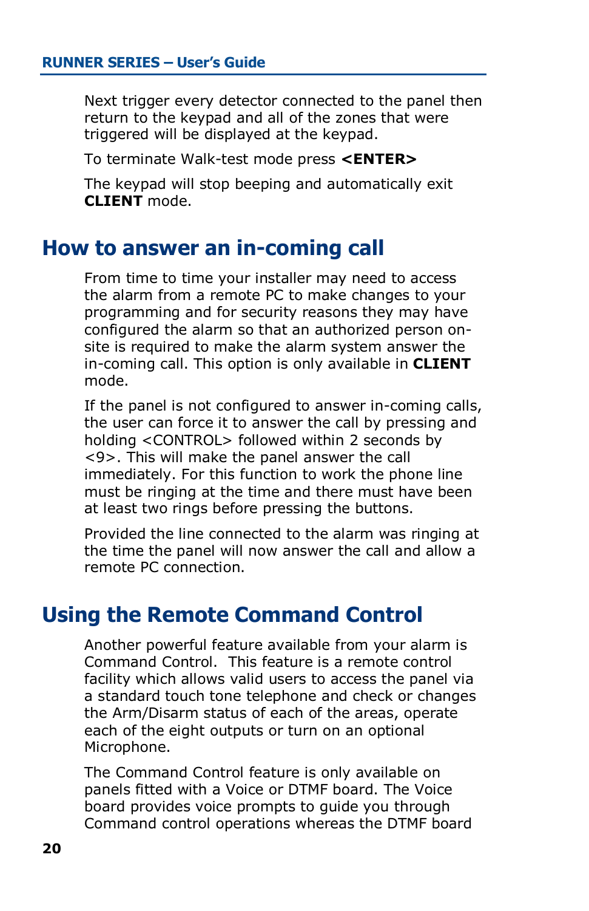Next trigger every detector connected to the panel then return to the keypad and all of the zones that were triggered will be displayed at the keypad.

To terminate Walk-test mode press **<ENTER>**

The keypad will stop beeping and automatically exit **CLIENT** mode.

## How to answer an in-coming call

From time to time your installer may need to access the alarm from a remote PC to make changes to your programming and for security reasons they may have configured the alarm so that an authorized person on-site is required to make the alarm system answer the in-coming call. This option is only available in **CLIENT** mode.

If the panel is not configured to answer in-coming calls, the user can force it to answer the call by pressing and holding <CONTROL> followed within 2 seconds by <9>. This will make the panel answer the call immediately. For this function to work the phone line must be ringing at the time and there must have been at least two rings before pressing the buttons.

Provided the line connected to the alarm was ringing at the time the panel will now answer the call and allow a remote PC connection.

## Using the Remote Command Control

Another powerful feature available from your alarm is Command Control. This feature is a remote control facility which allows valid users to access the panel via a standard touch tone telephone and check or changes the Arm/Disarm status of each of the areas, operate each of the eight outputs or turn on an optional Microphone.

The Command Control feature is only available on panels fitted with a Voice or DTMF board. The Voice board provides voice prompts to guide you through Command control operations whereas the DTMF board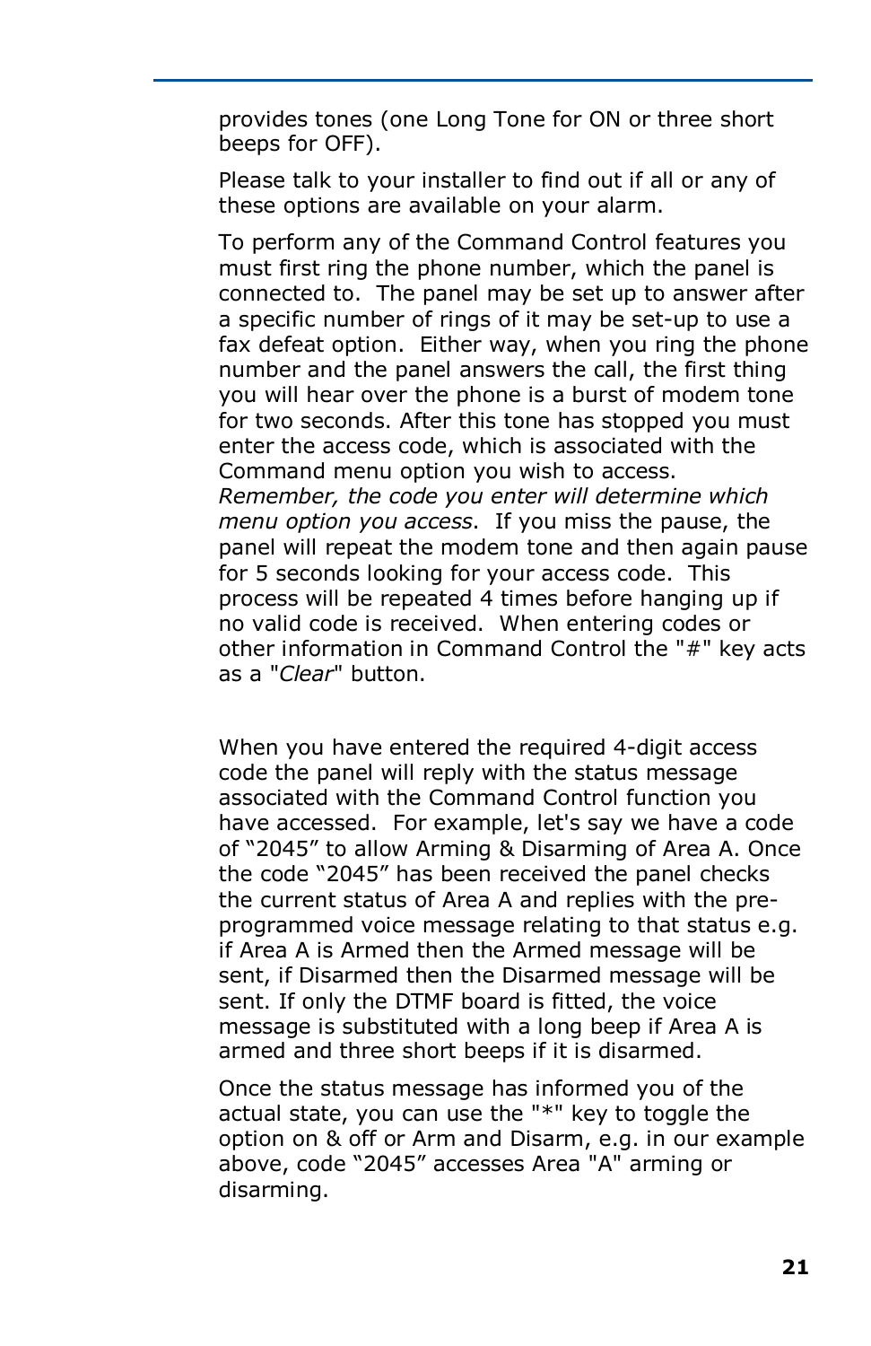provides tones (one Long Tone for ON or three short beeps for OFF).

Please talk to your installer to find out if all or any of these options are available on your alarm.

To perform any of the Command Control features you must first ring the phone number, which the panel is connected to. The panel may be set up to answer after a specific number of rings of it may be set-up to use a fax defeat option. Either way, when you ring the phone number and the panel answers the call, the first thing you will hear over the phone is a burst of modem tone for two seconds. After this tone has stopped you must enter the access code, which is associated with the Command menu option you wish to access. *Remember, the code you enter will determine which menu option you access*. If you miss the pause, the panel will repeat the modem tone and then again pause for 5 seconds looking for your access code. This process will be repeated 4 times before hanging up if no valid code is received. When entering codes or other information in Command Control the "#" key acts as a "*Clear*" button.

When you have entered the required 4-digit access code the panel will reply with the status message associated with the Command Control function you have accessed. For example, let's say we have a code of “2045” to allow Arming & Disarming of Area A. Once the code “2045” has been received the panel checks the current status of Area A and replies with the pre-programmed voice message relating to that status e.g. if Area A is Armed then the Armed message will be sent, if Disarmed then the Disarmed message will be sent. If only the DTMF board is fitted, the voice message is substituted with a long beep if Area A is armed and three short beeps if it is disarmed.

Once the status message has informed you of the actual state, you can use the "*" key to toggle the option on & off or Arm and Disarm, e.g. in our example above, code “2045” accesses Area "A" arming or disarming.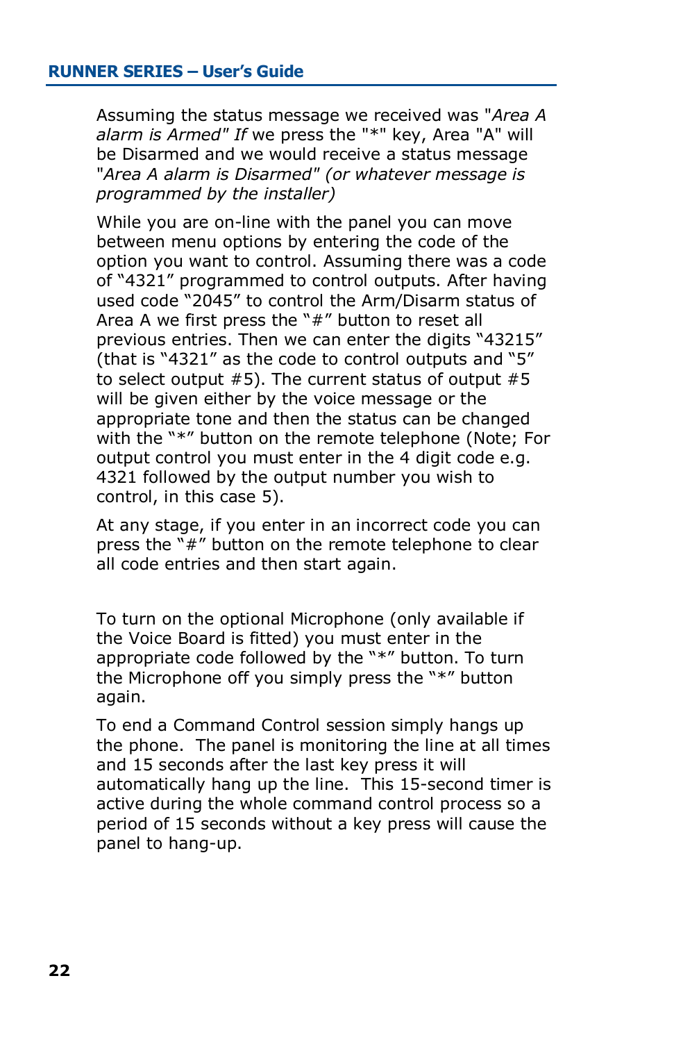Assuming the status message we received was "*Area A alarm is Armed" If* we press the "*" key, Area "A" will be Disarmed and we would receive a status message "*Area A alarm is Disarmed" (or whatever message is programmed by the installer)*

While you are on-line with the panel you can move between menu options by entering the code of the option you want to control. Assuming there was a code of "4321" programmed to control outputs. After having used code "2045" to control the Arm/Disarm status of Area A we first press the "#" button to reset all previous entries. Then we can enter the digits "43215" (that is "4321" as the code to control outputs and "5" to select output #5). The current status of output #5 will be given either by the voice message or the appropriate tone and then the status can be changed with the "*" button on the remote telephone (Note; For output control you must enter in the 4 digit code e.g. 4321 followed by the output number you wish to control, in this case 5).

At any stage, if you enter in an incorrect code you can press the "#" button on the remote telephone to clear all code entries and then start again.

To turn on the optional Microphone (only available if the Voice Board is fitted) you must enter in the appropriate code followed by the "*" button. To turn the Microphone off you simply press the "*" button again.

To end a Command Control session simply hangs up the phone. The panel is monitoring the line at all times and 15 seconds after the last key press it will automatically hang up the line. This 15-second timer is active during the whole command control process so a period of 15 seconds without a key press will cause the panel to hang-up.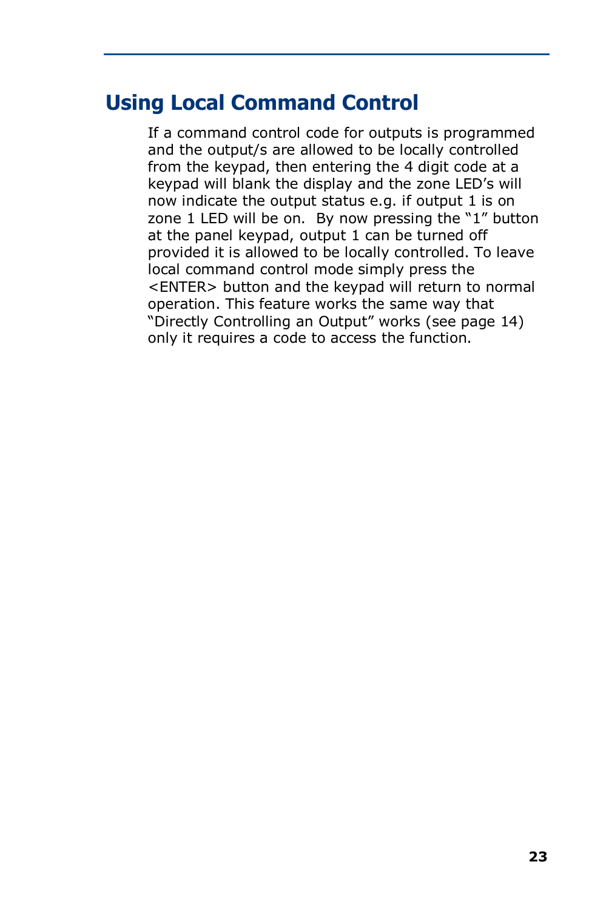## Using Local Command Control

If a command control code for outputs is programmed and the output/s are allowed to be locally controlled from the keypad, then entering the 4 digit code at a keypad will blank the display and the zone LED's will now indicate the output status e.g. if output 1 is on zone 1 LED will be on. By now pressing the "1" button at the panel keypad, output 1 can be turned off provided it is allowed to be locally controlled. To leave local command control mode simply press the <ENTER> button and the keypad will return to normal operation. This feature works the same way that "Directly Controlling an Output" works (see page 14) only it requires a code to access the function.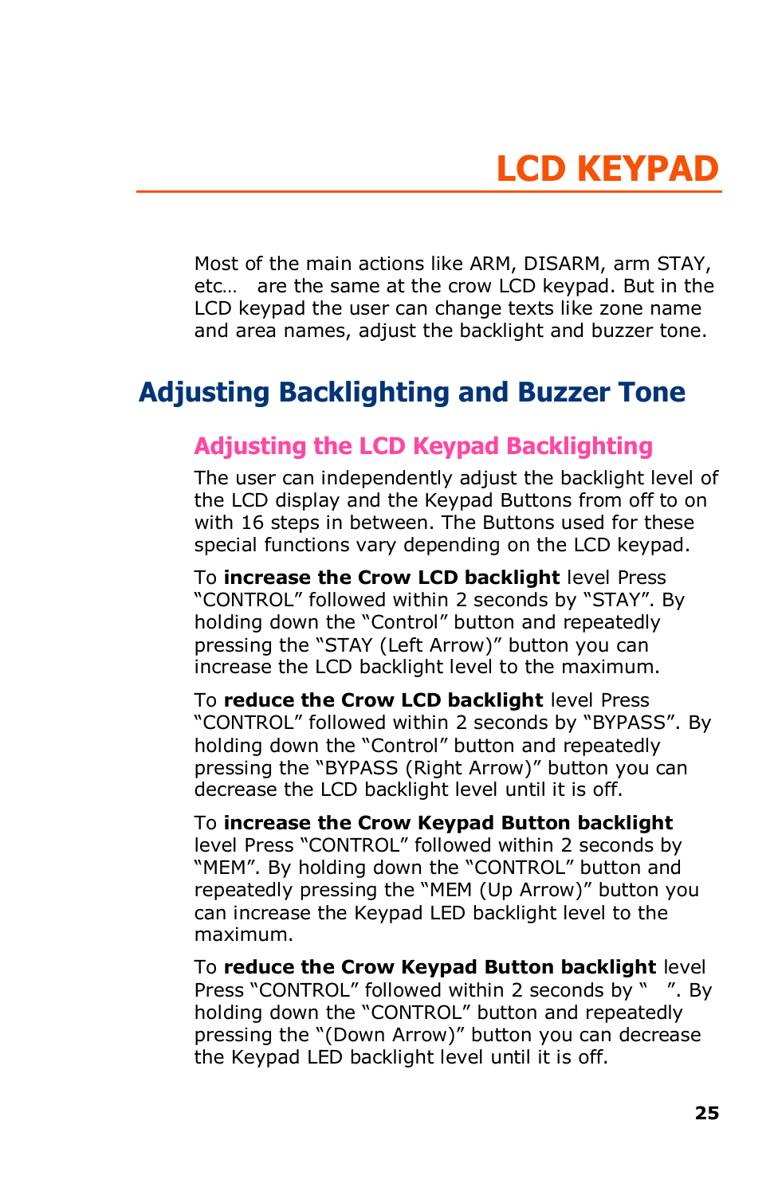# LCD KEYPAD

Most of the main actions like ARM, DISARM, arm STAY, etc… are the same at the crow LCD keypad. But in the LCD keypad the user can change texts like zone name and area names, adjust the backlight and buzzer tone.

## Adjusting Backlighting and Buzzer Tone

### Adjusting the LCD Keypad Backlighting

The user can independently adjust the backlight level of the LCD display and the Keypad Buttons from off to on with 16 steps in between. The Buttons used for these special functions vary depending on the LCD keypad.

To **increase the Crow LCD backlight** level Press "CONTROL" followed within 2 seconds by "STAY". By holding down the "Control" button and repeatedly pressing the "STAY (Left Arrow)" button you can increase the LCD backlight level to the maximum.

To **reduce the Crow LCD backlight** level Press "CONTROL" followed within 2 seconds by "BYPASS". By holding down the "Control" button and repeatedly pressing the "BYPASS (Right Arrow)" button you can decrease the LCD backlight level until it is off.

To **increase the Crow Keypad Button backlight** level Press "CONTROL" followed within 2 seconds by "MEM". By holding down the "CONTROL" button and repeatedly pressing the "MEM (Up Arrow)" button you can increase the Keypad LED backlight level to the maximum.

To **reduce the Crow Keypad Button backlight** level Press "CONTROL" followed within 2 seconds by "  ". By holding down the "CONTROL" button and repeatedly pressing the "(Down Arrow)" button you can decrease the Keypad LED backlight level until it is off.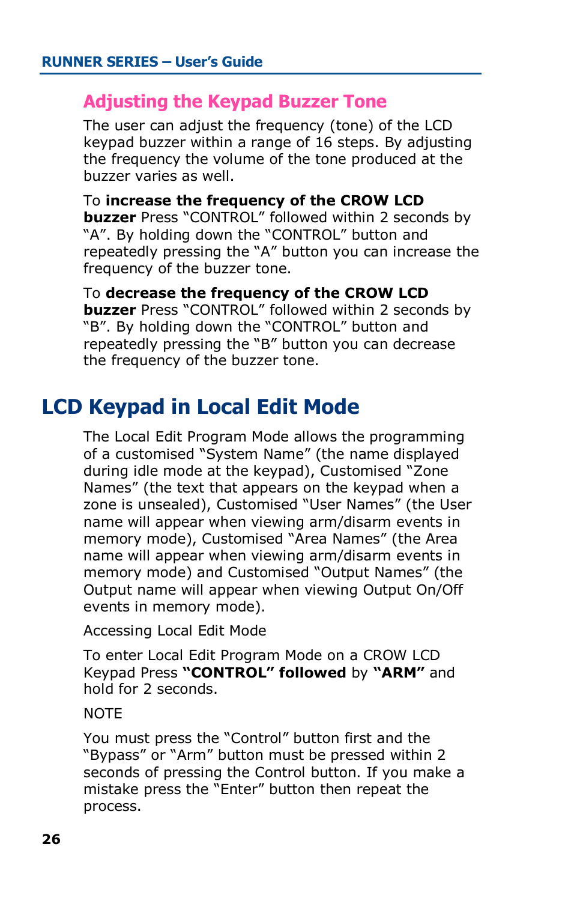## Adjusting the Keypad Buzzer Tone

The user can adjust the frequency (tone) of the LCD keypad buzzer within a range of 16 steps. By adjusting the frequency the volume of the tone produced at the buzzer varies as well.

To **increase the frequency of the CROW LCD buzzer** Press "CONTROL" followed within 2 seconds by "A". By holding down the "CONTROL" button and repeatedly pressing the "A" button you can increase the frequency of the buzzer tone.

To **decrease the frequency of the CROW LCD buzzer** Press "CONTROL" followed within 2 seconds by "B". By holding down the "CONTROL" button and repeatedly pressing the "B" button you can decrease the frequency of the buzzer tone.

# LCD Keypad in Local Edit Mode

The Local Edit Program Mode allows the programming of a customised "System Name" (the name displayed during idle mode at the keypad), Customised "Zone Names" (the text that appears on the keypad when a zone is unsealed), Customised "User Names" (the User name will appear when viewing arm/disarm events in memory mode), Customised "Area Names" (the Area name will appear when viewing arm/disarm events in memory mode) and Customised "Output Names" (the Output name will appear when viewing Output On/Off events in memory mode).

Accessing Local Edit Mode

To enter Local Edit Program Mode on a CROW LCD Keypad Press **"CONTROL" followed** by **"ARM"** and hold for 2 seconds.

NOTE

You must press the "Control" button first and the "Bypass" or "Arm" button must be pressed within 2 seconds of pressing the Control button. If you make a mistake press the "Enter" button then repeat the process.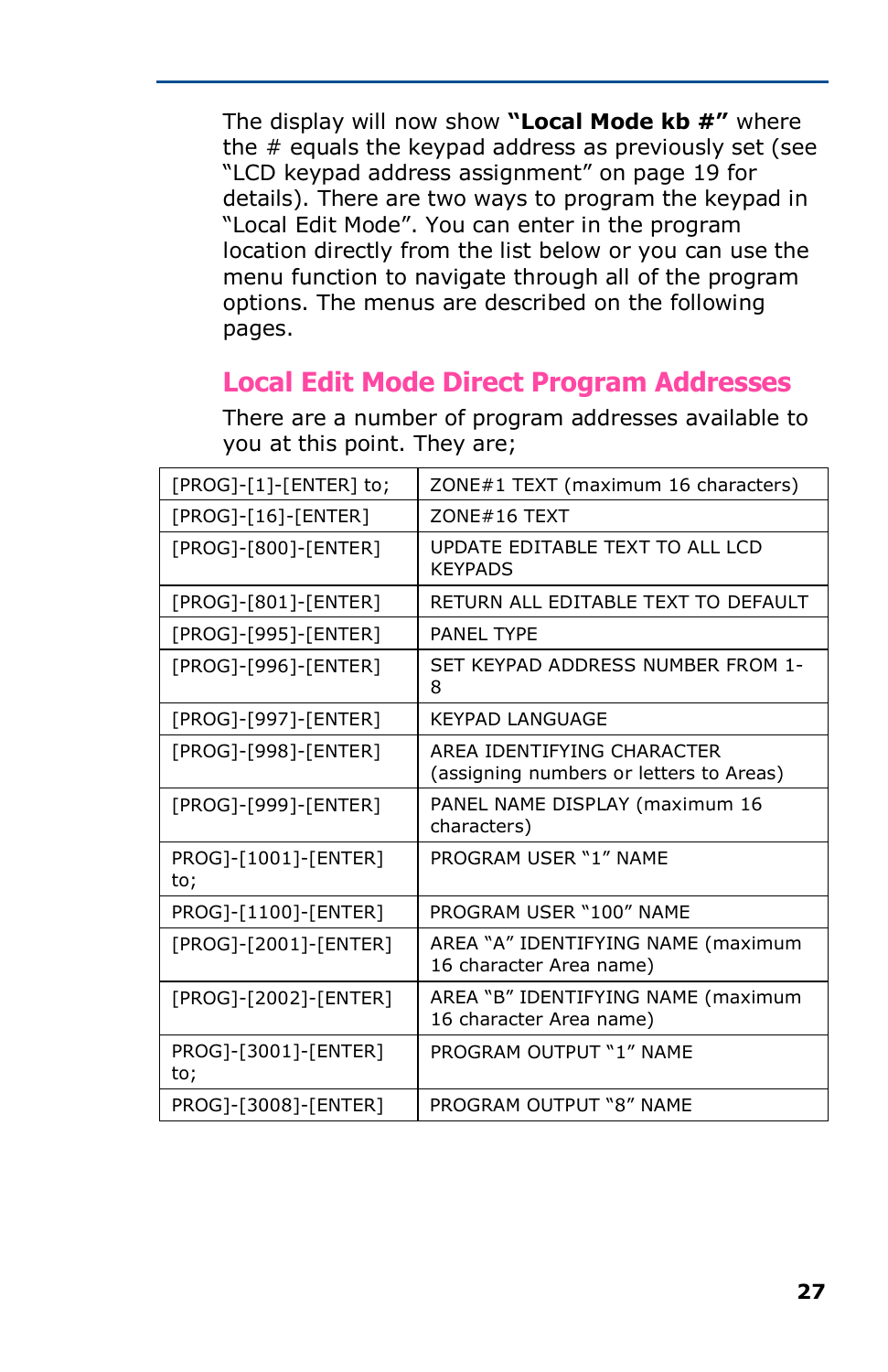The display will now show **"Local Mode kb #"** where the # equals the keypad address as previously set (see "LCD keypad address assignment" on page 19 for details). There are two ways to program the keypad in "Local Edit Mode". You can enter in the program location directly from the list below or you can use the menu function to navigate through all of the program options. The menus are described on the following pages.

## Local Edit Mode Direct Program Addresses

There are a number of program addresses available to you at this point. They are;

| | |
|---|---|
| [PROG]-[1]-[ENTER] to; | ZONE#1 TEXT (maximum 16 characters) |
| [PROG]-[16]-[ENTER] | ZONE#16 TEXT |
| [PROG]-[800]-[ENTER] | UPDATE EDITABLE TEXT TO ALL LCD KEYPADS |
| [PROG]-[801]-[ENTER] | RETURN ALL EDITABLE TEXT TO DEFAULT |
| [PROG]-[995]-[ENTER] | PANEL TYPE |
| [PROG]-[996]-[ENTER] | SET KEYPAD ADDRESS NUMBER FROM 1-8 |
| [PROG]-[997]-[ENTER] | KEYPAD LANGUAGE |
| [PROG]-[998]-[ENTER] | AREA IDENTIFYING CHARACTER (assigning numbers or letters to Areas) |
| [PROG]-[999]-[ENTER] | PANEL NAME DISPLAY (maximum 16 characters) |
| PROG]-[1001]-[ENTER] to; | PROGRAM USER "1" NAME |
| PROG]-[1100]-[ENTER] | PROGRAM USER "100" NAME |
| [PROG]-[2001]-[ENTER] | AREA "A" IDENTIFYING NAME (maximum 16 character Area name) |
| [PROG]-[2002]-[ENTER] | AREA "B" IDENTIFYING NAME (maximum 16 character Area name) |
| PROG]-[3001]-[ENTER] to; | PROGRAM OUTPUT "1" NAME |
| PROG]-[3008]-[ENTER] | PROGRAM OUTPUT "8" NAME |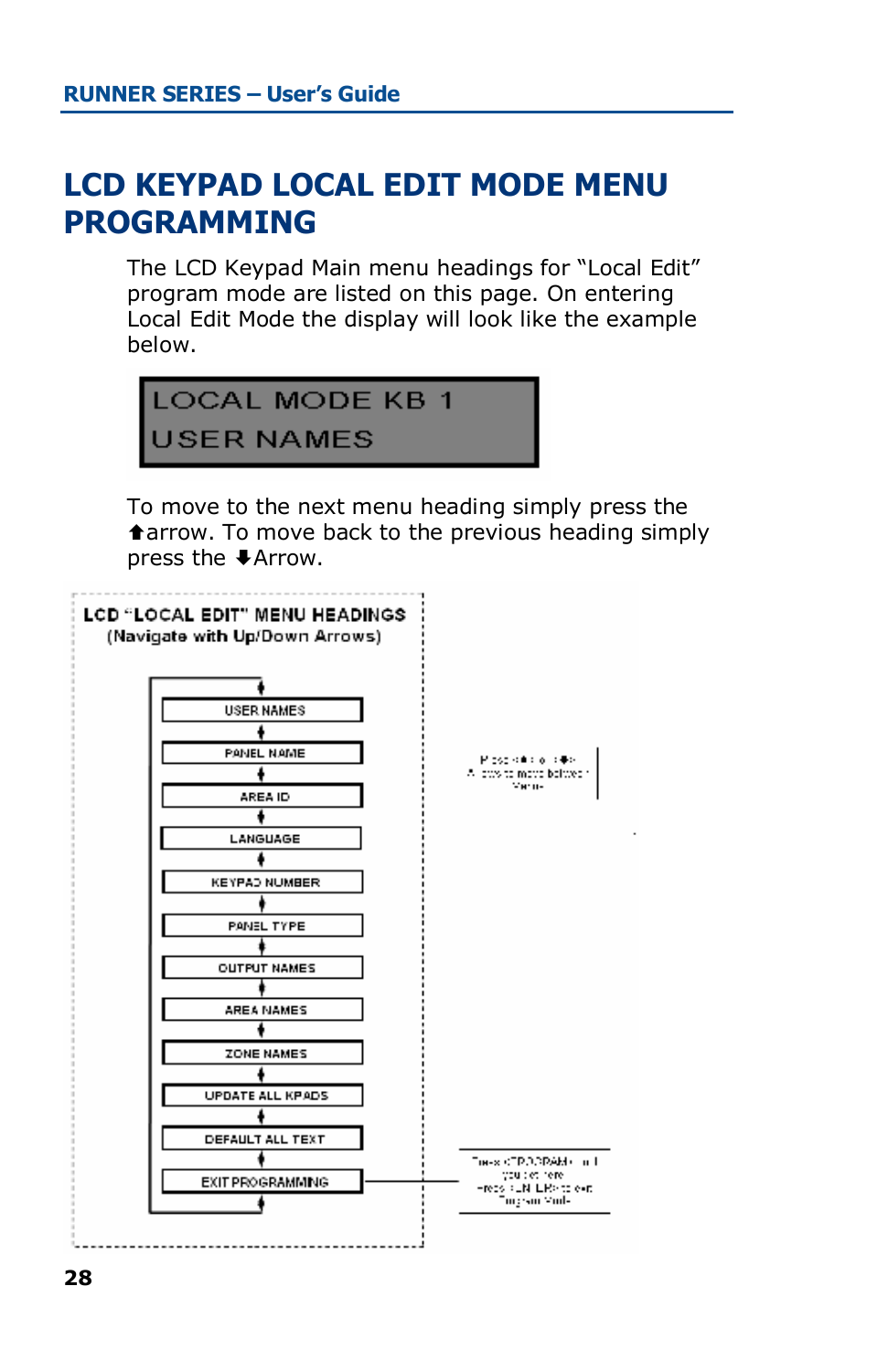# LCD KEYPAD LOCAL EDIT MODE MENU PROGRAMMING

The LCD Keypad Main menu headings for "Local Edit" program mode are listed on this page. On entering Local Edit Mode the display will look like the example below.

```
LOCAL MODE KB 1
USER NAMES
```

To move to the next menu heading simply press the ⬆arrow. To move back to the previous heading simply press the ⬇Arrow.

**LCD "LOCAL EDIT" MENU HEADINGS**
(Navigate with Up/Down Arrows)

- USER NAMES
- PANEL NAME
- AREA ID
- LANGUAGE
- KEYPAD NUMBER
- PANEL TYPE
- OUTPUT NAMES
- AREA NAMES
- ZONE NAMES
- UPDATE ALL KPADS
- DEFAULT ALL TEXT
- EXIT PROGRAMMING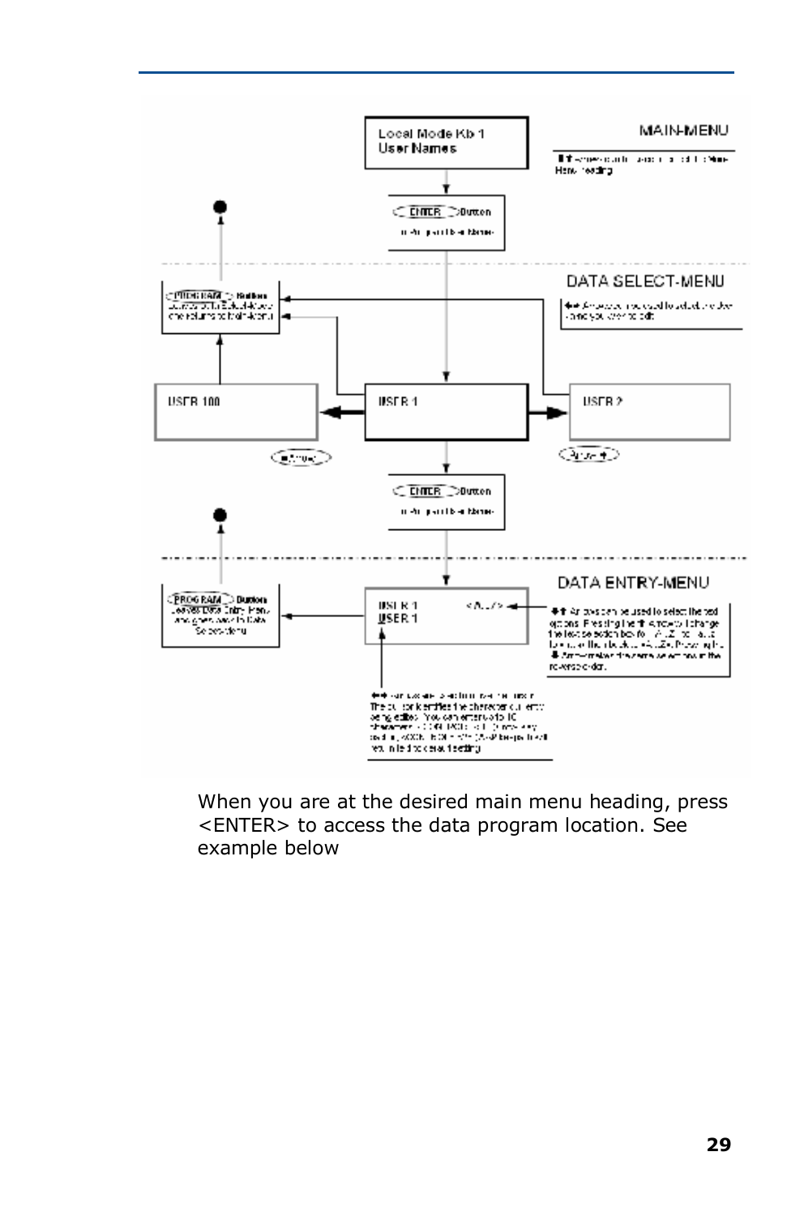When you are at the desired main menu heading, press <ENTER> to access the data program location. See example below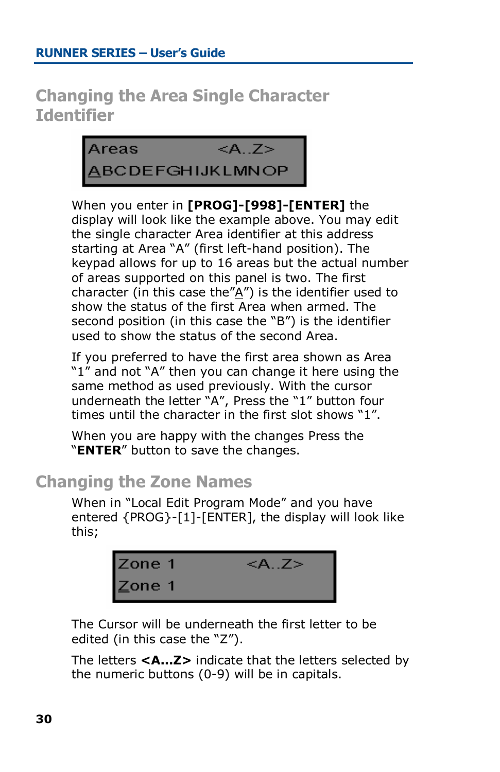## Changing the Area Single Character Identifier

```
Areas              <A..Z>
ABCDEFGHIJKLMNOP
```

When you enter in **[PROG]-[998]-[ENTER]** the display will look like the example above. You may edit the single character Area identifier at this address starting at Area "A" (first left-hand position). The keypad allows for up to 16 areas but the actual number of areas supported on this panel is two. The first character (in this case the"A") is the identifier used to show the status of the first Area when armed. The second position (in this case the "B") is the identifier used to show the status of the second Area.

If you preferred to have the first area shown as Area "1" and not "A" then you can change it here using the same method as used previously. With the cursor underneath the letter "A", Press the "1" button four times until the character in the first slot shows "1".

When you are happy with the changes Press the "**ENTER**" button to save the changes.

## Changing the Zone Names

When in "Local Edit Program Mode" and you have entered {PROG}-[1]-[ENTER], the display will look like this;

```
Zone 1          <A..Z>
Zone 1
```

The Cursor will be underneath the first letter to be edited (in this case the "Z").

The letters **<A...Z>** indicate that the letters selected by the numeric buttons (0-9) will be in capitals.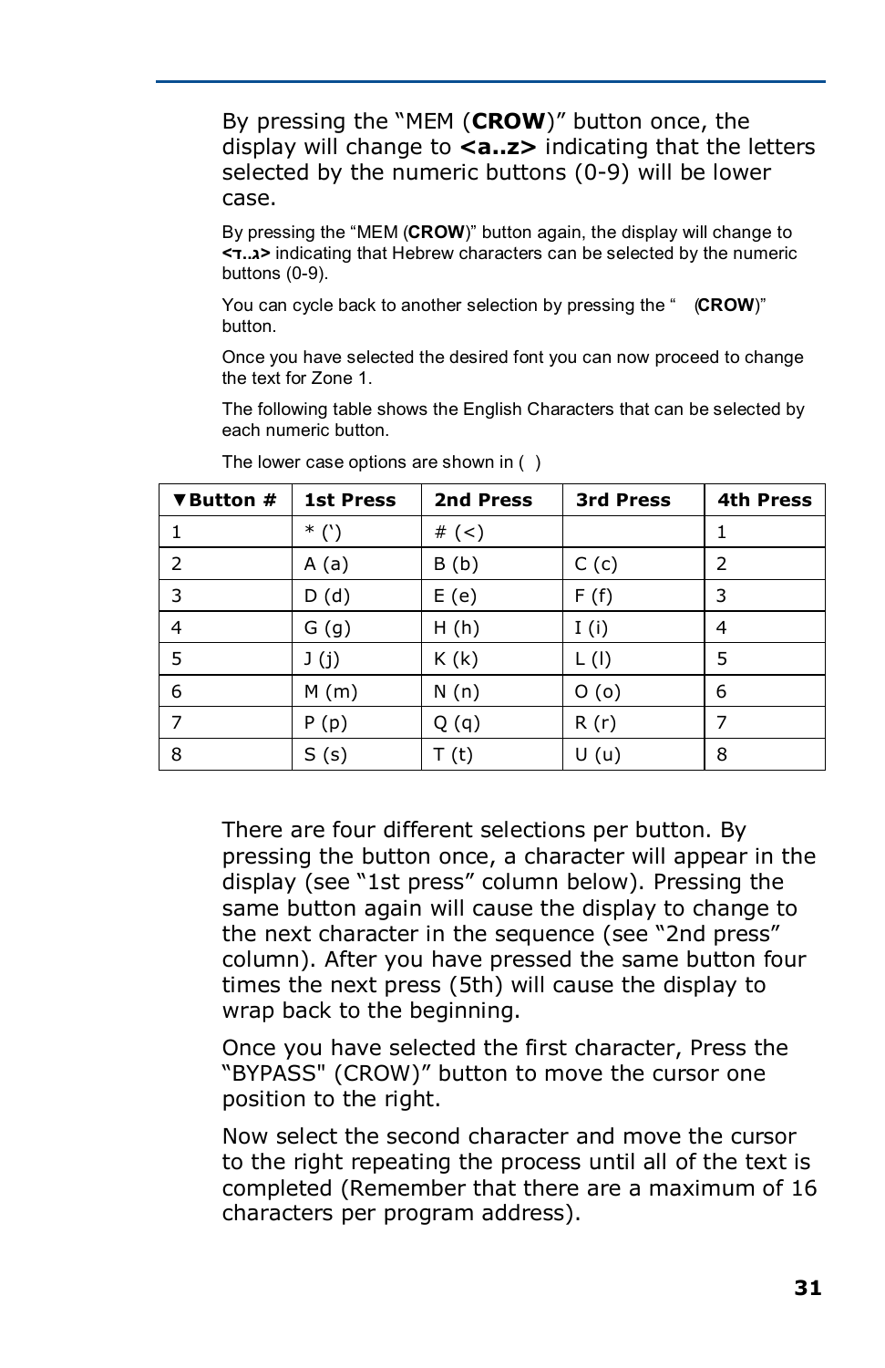By pressing the "MEM (**CROW**)" button once, the display will change to **<a..z>** indicating that the letters selected by the numeric buttons (0-9) will be lower case.

By pressing the "MEM (**CROW**)" button again, the display will change to **<ד..ג>** indicating that Hebrew characters can be selected by the numeric buttons (0-9).

You can cycle back to another selection by pressing the " (**CROW**)" button.

Once you have selected the desired font you can now proceed to change the text for Zone 1.

The following table shows the English Characters that can be selected by each numeric button.

The lower case options are shown in ( )

| ▼Button # | 1st Press | 2nd Press | 3rd Press | 4th Press |
|---|---|---|---|---|
| 1 | * (') | # (<) | | 1 |
| 2 | A (a) | B (b) | C (c) | 2 |
| 3 | D (d) | E (e) | F (f) | 3 |
| 4 | G (g) | H (h) | I (i) | 4 |
| 5 | J (j) | K (k) | L (l) | 5 |
| 6 | M (m) | N (n) | O (o) | 6 |
| 7 | P (p) | Q (q) | R (r) | 7 |
| 8 | S (s) | T (t) | U (u) | 8 |

There are four different selections per button. By pressing the button once, a character will appear in the display (see "1st press" column below). Pressing the same button again will cause the display to change to the next character in the sequence (see "2nd press" column). After you have pressed the same button four times the next press (5th) will cause the display to wrap back to the beginning.

Once you have selected the first character, Press the "BYPASS" (CROW)" button to move the cursor one position to the right.

Now select the second character and move the cursor to the right repeating the process until all of the text is completed (Remember that there are a maximum of 16 characters per program address).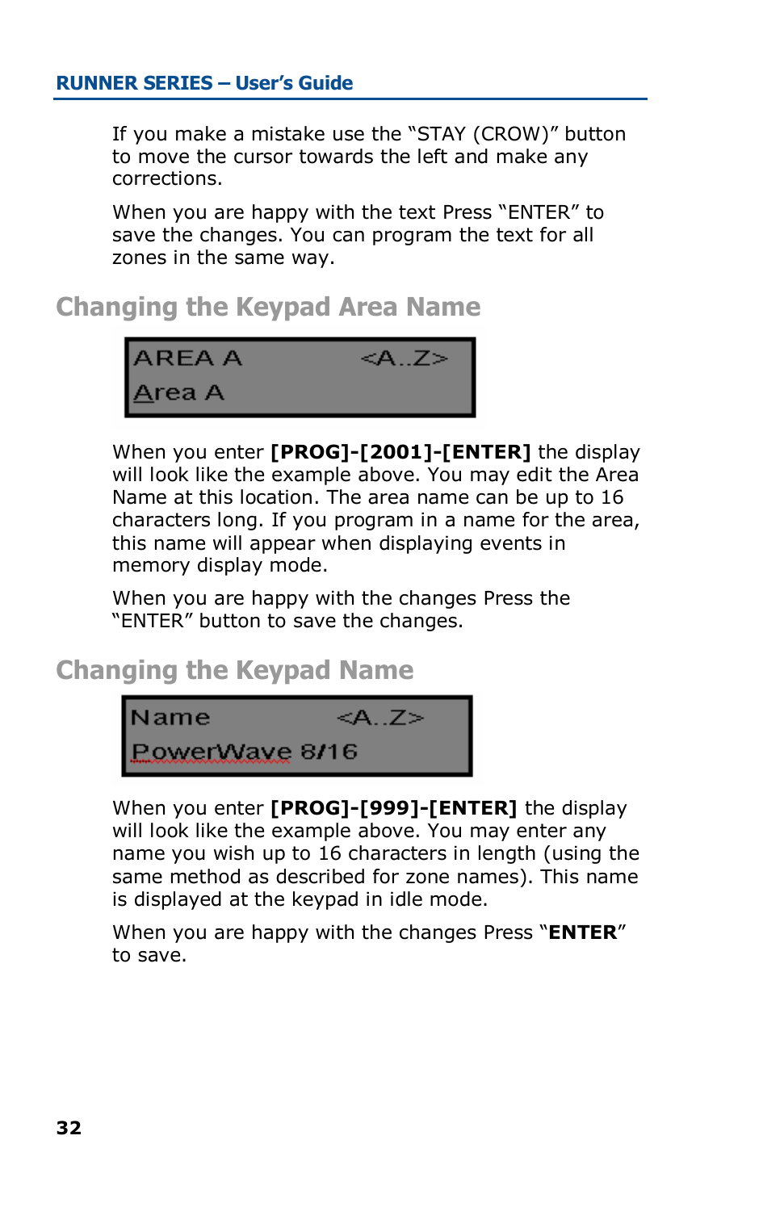If you make a mistake use the "STAY (CROW)" button to move the cursor towards the left and make any corrections.

When you are happy with the text Press "ENTER" to save the changes. You can program the text for all zones in the same way.

## Changing the Keypad Area Name

```
AREA A              <A..Z>
Area A
```

When you enter **[PROG]-[2001]-[ENTER]** the display will look like the example above. You may edit the Area Name at this location. The area name can be up to 16 characters long. If you program in a name for the area, this name will appear when displaying events in memory display mode.

When you are happy with the changes Press the "ENTER" button to save the changes.

## Changing the Keypad Name

```
Name                <A..Z>
PowerWave 8/16
```

When you enter **[PROG]-[999]-[ENTER]** the display will look like the example above. You may enter any name you wish up to 16 characters in length (using the same method as described for zone names). This name is displayed at the keypad in idle mode.

When you are happy with the changes Press "**ENTER**" to save.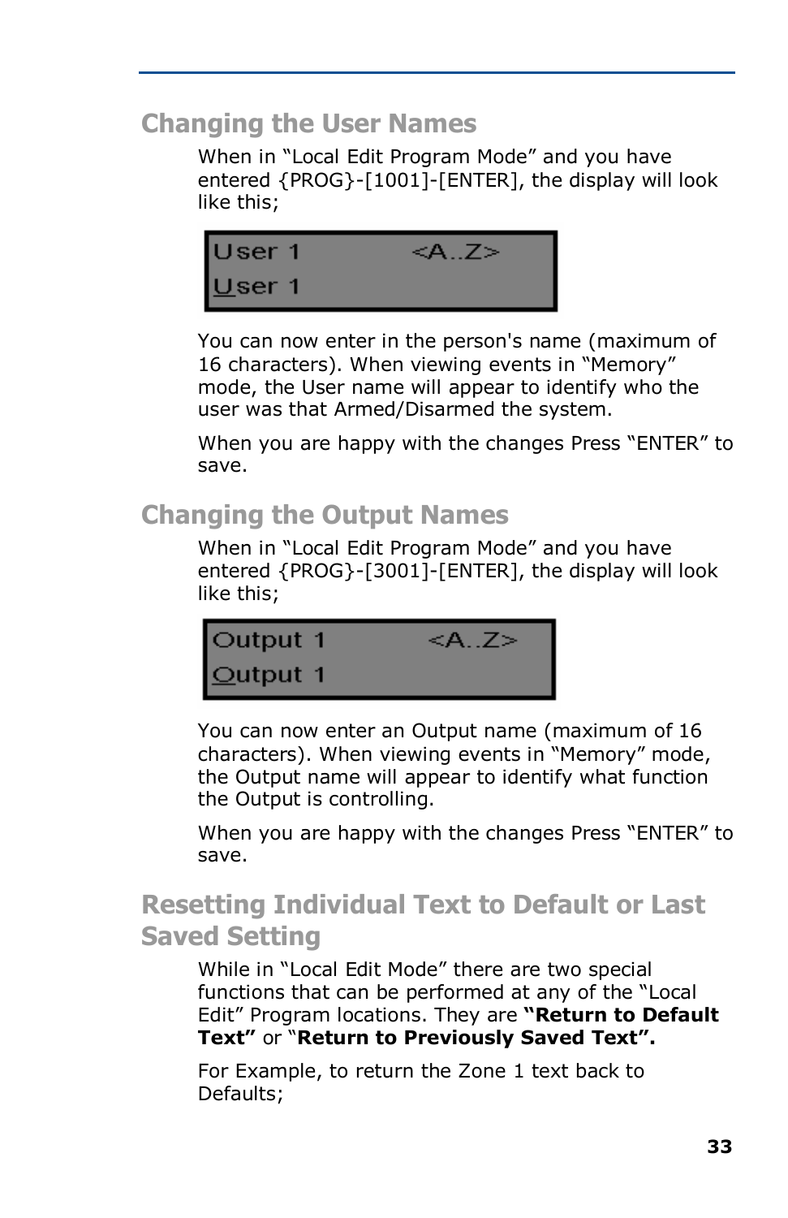## Changing the User Names

When in "Local Edit Program Mode" and you have entered {PROG}-[1001]-[ENTER], the display will look like this;

```
User 1          <A..Z>
User 1
```

You can now enter in the person's name (maximum of 16 characters). When viewing events in "Memory" mode, the User name will appear to identify who the user was that Armed/Disarmed the system.

When you are happy with the changes Press "ENTER" to save.

## Changing the Output Names

When in "Local Edit Program Mode" and you have entered {PROG}-[3001]-[ENTER], the display will look like this;

```
Output 1        <A..Z>
Output 1
```

You can now enter an Output name (maximum of 16 characters). When viewing events in "Memory" mode, the Output name will appear to identify what function the Output is controlling.

When you are happy with the changes Press "ENTER" to save.

## Resetting Individual Text to Default or Last Saved Setting

While in "Local Edit Mode" there are two special functions that can be performed at any of the "Local Edit" Program locations. They are **"Return to Default Text"** or "**Return to Previously Saved Text".**

For Example, to return the Zone 1 text back to Defaults;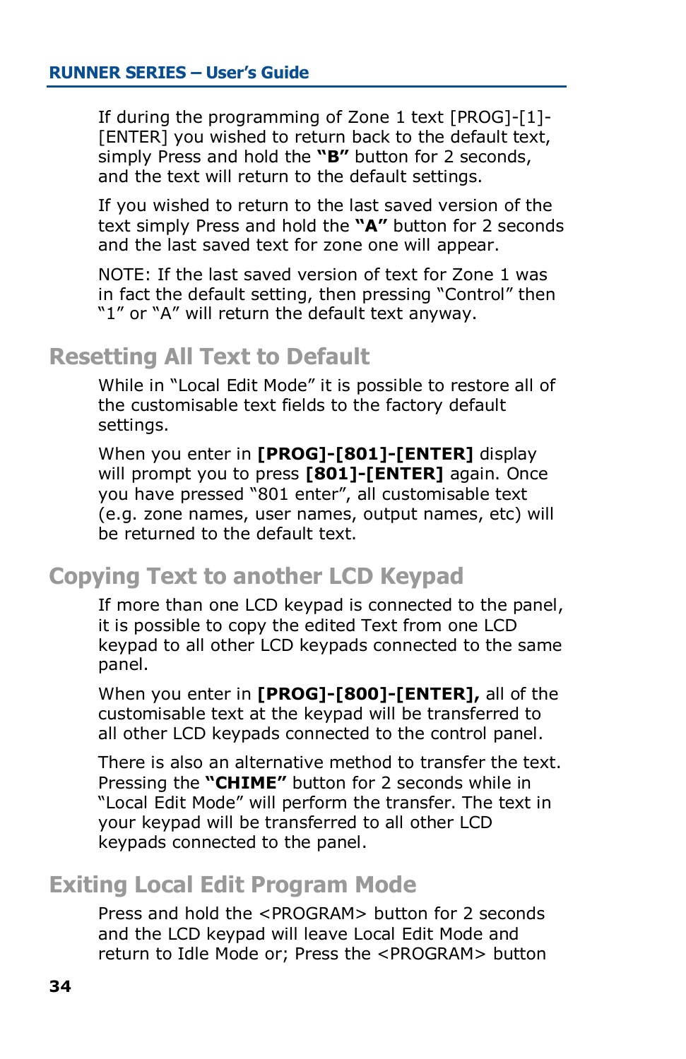If during the programming of Zone 1 text [PROG]-[1]-[ENTER] you wished to return back to the default text, simply Press and hold the **"B"** button for 2 seconds, and the text will return to the default settings.

If you wished to return to the last saved version of the text simply Press and hold the **"A"** button for 2 seconds and the last saved text for zone one will appear.

NOTE: If the last saved version of text for Zone 1 was in fact the default setting, then pressing "Control" then "1" or "A" will return the default text anyway.

## Resetting All Text to Default

While in "Local Edit Mode" it is possible to restore all of the customisable text fields to the factory default settings.

When you enter in **[PROG]-[801]-[ENTER]** display will prompt you to press **[801]-[ENTER]** again. Once you have pressed "801 enter", all customisable text (e.g. zone names, user names, output names, etc) will be returned to the default text.

## Copying Text to another LCD Keypad

If more than one LCD keypad is connected to the panel, it is possible to copy the edited Text from one LCD keypad to all other LCD keypads connected to the same panel.

When you enter in **[PROG]-[800]-[ENTER],** all of the customisable text at the keypad will be transferred to all other LCD keypads connected to the control panel.

There is also an alternative method to transfer the text. Pressing the **"CHIME"** button for 2 seconds while in "Local Edit Mode" will perform the transfer. The text in your keypad will be transferred to all other LCD keypads connected to the panel.

## Exiting Local Edit Program Mode

Press and hold the <PROGRAM> button for 2 seconds and the LCD keypad will leave Local Edit Mode and return to Idle Mode or; Press the <PROGRAM> button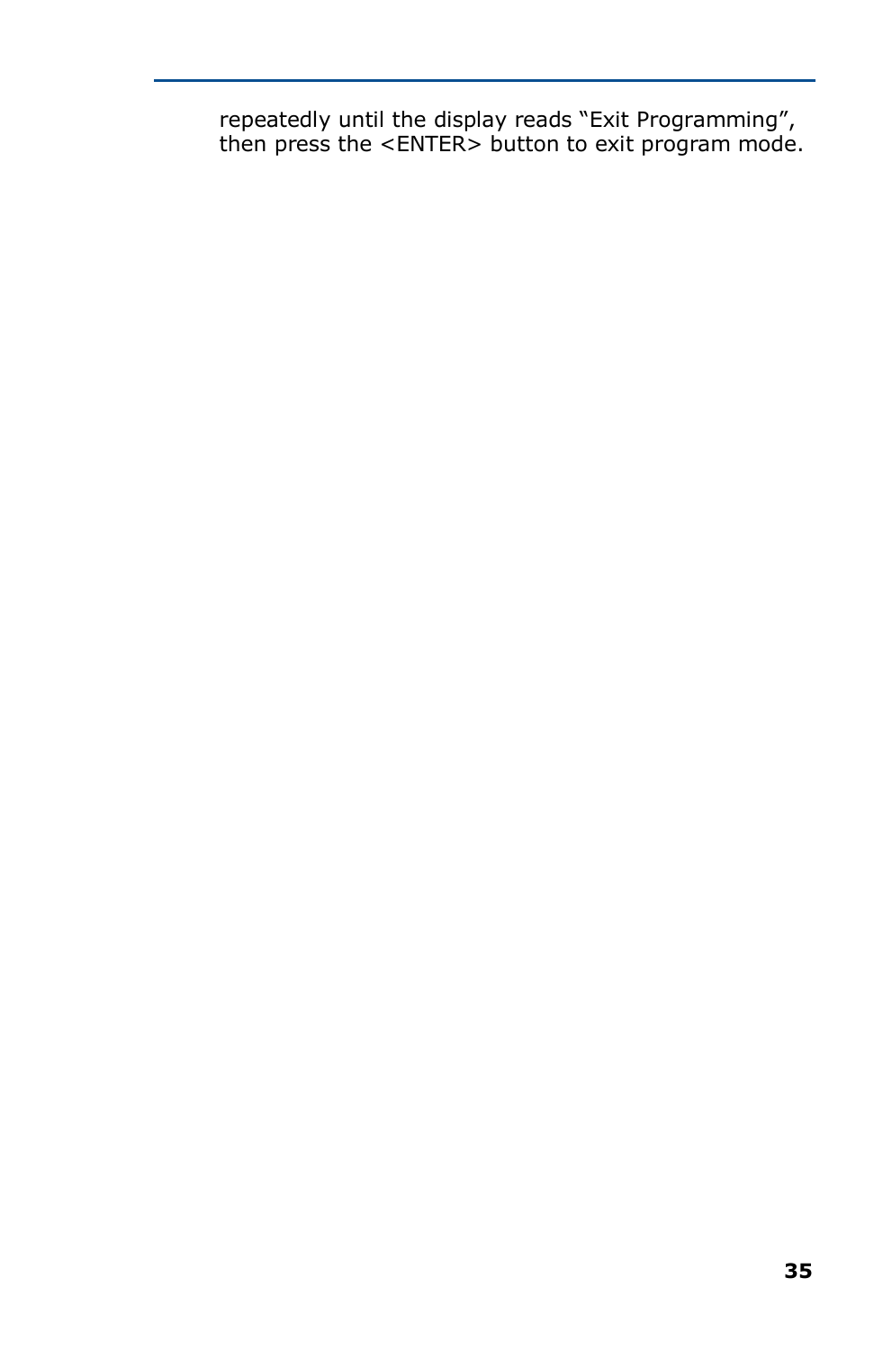repeatedly until the display reads “Exit Programming”, then press the <ENTER> button to exit program mode.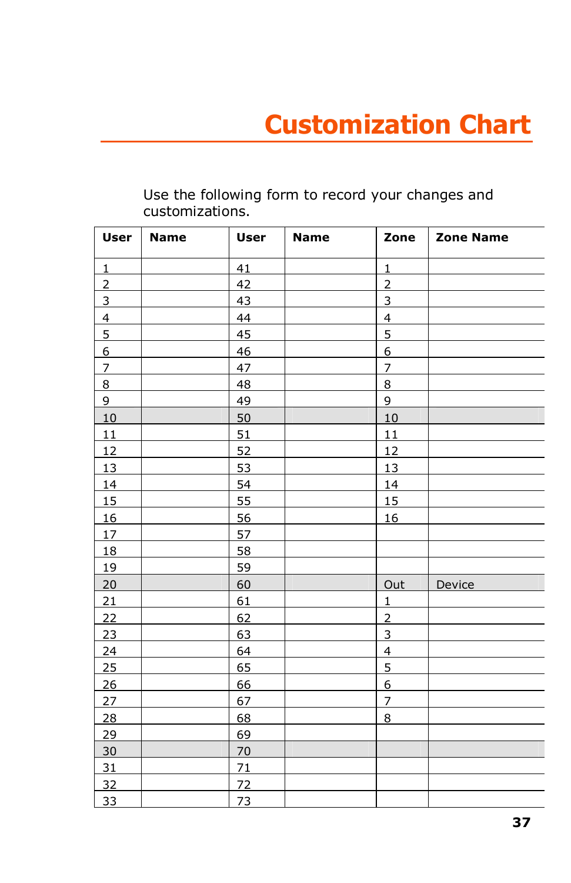# Customization Chart

Use the following form to record your changes and customizations.

| User | Name | User | Name | Zone | Zone Name |
|---|---|---|---|---|---|
| 1 | | 41 | | 1 | |
| 2 | | 42 | | 2 | |
| 3 | | 43 | | 3 | |
| 4 | | 44 | | 4 | |
| 5 | | 45 | | 5 | |
| 6 | | 46 | | 6 | |
| 7 | | 47 | | 7 | |
| 8 | | 48 | | 8 | |
| 9 | | 49 | | 9 | |
| 10 | | 50 | | 10 | |
| 11 | | 51 | | 11 | |
| 12 | | 52 | | 12 | |
| 13 | | 53 | | 13 | |
| 14 | | 54 | | 14 | |
| 15 | | 55 | | 15 | |
| 16 | | 56 | | 16 | |
| 17 | | 57 | | | |
| 18 | | 58 | | | |
| 19 | | 59 | | | |
| 20 | | 60 | | Out | Device |
| 21 | | 61 | | 1 | |
| 22 | | 62 | | 2 | |
| 23 | | 63 | | 3 | |
| 24 | | 64 | | 4 | |
| 25 | | 65 | | 5 | |
| 26 | | 66 | | 6 | |
| 27 | | 67 | | 7 | |
| 28 | | 68 | | 8 | |
| 29 | | 69 | | | |
| 30 | | 70 | | | |
| 31 | | 71 | | | |
| 32 | | 72 | | | |
| 33 | | 73 | | | |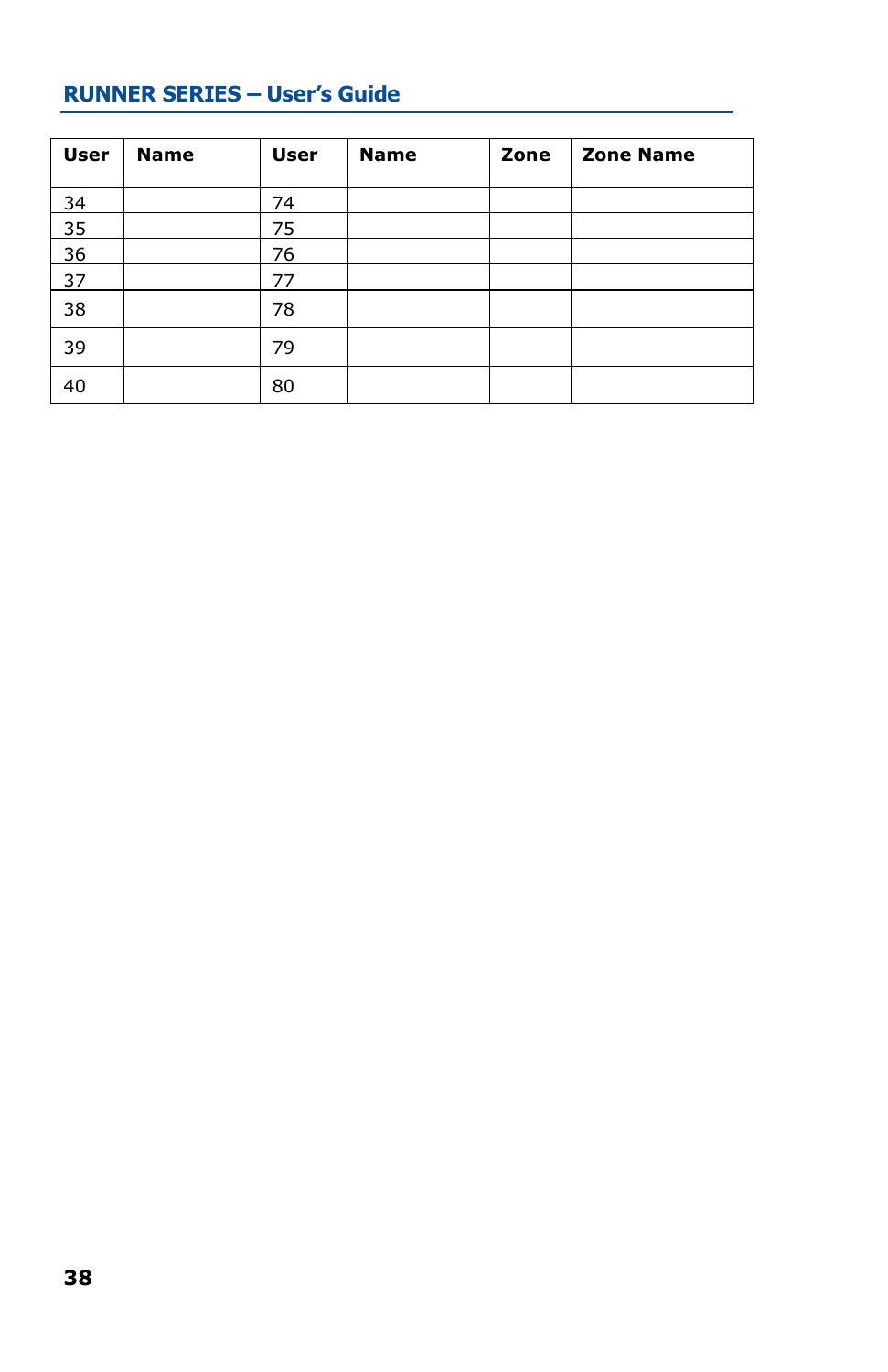| User | Name | User | Name | Zone | Zone Name |
|---|---|---|---|---|---|
| 34 | | 74 | | | |
| 35 | | 75 | | | |
| 36 | | 76 | | | |
| 37 | | 77 | | | |
| 38 | | 78 | | | |
| 39 | | 79 | | | |
| 40 | | 80 | | | |